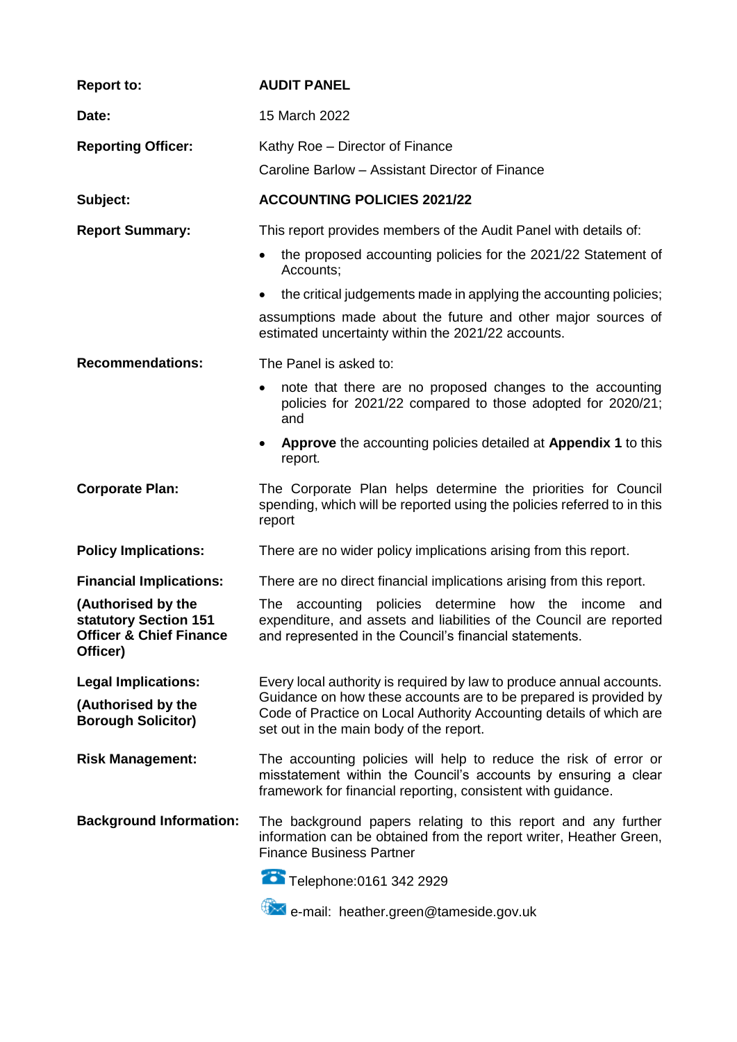| | |
|---|---|
| **Report to:** | **AUDIT PANEL** |
| **Date:** | 15 March 2022 |
| **Reporting Officer:** | Kathy Roe – Director of Finance<br>Caroline Barlow – Assistant Director of Finance |
| **Subject:** | **ACCOUNTING POLICIES 2021/22** |
| **Report Summary:** | This report provides members of the Audit Panel with details of:<br>• the proposed accounting policies for the 2021/22 Statement of Accounts;<br>• the critical judgements made in applying the accounting policies;<br>assumptions made about the future and other major sources of estimated uncertainty within the 2021/22 accounts. |
| **Recommendations:** | The Panel is asked to:<br>• note that there are no proposed changes to the accounting policies for 2021/22 compared to those adopted for 2020/21; and<br>• **Approve** the accounting policies detailed at **Appendix 1** to this report. |
| **Corporate Plan:** | The Corporate Plan helps determine the priorities for Council spending, which will be reported using the policies referred to in this report |
| **Policy Implications:** | There are no wider policy implications arising from this report. |
| **Financial Implications:**<br>**(Authorised by the statutory Section 151 Officer & Chief Finance Officer)** | There are no direct financial implications arising from this report.<br>The accounting policies determine how the income and expenditure, and assets and liabilities of the Council are reported and represented in the Council's financial statements. |
| **Legal Implications:**<br>**(Authorised by the Borough Solicitor)** | Every local authority is required by law to produce annual accounts. Guidance on how these accounts are to be prepared is provided by Code of Practice on Local Authority Accounting details of which are set out in the main body of the report. |
| **Risk Management:** | The accounting policies will help to reduce the risk of error or misstatement within the Council's accounts by ensuring a clear framework for financial reporting, consistent with guidance. |
| **Background Information:** | The background papers relating to this report and any further information can be obtained from the report writer, Heather Green, Finance Business Partner<br>Telephone:0161 342 2929<br>e-mail: heather.green@tameside.gov.uk |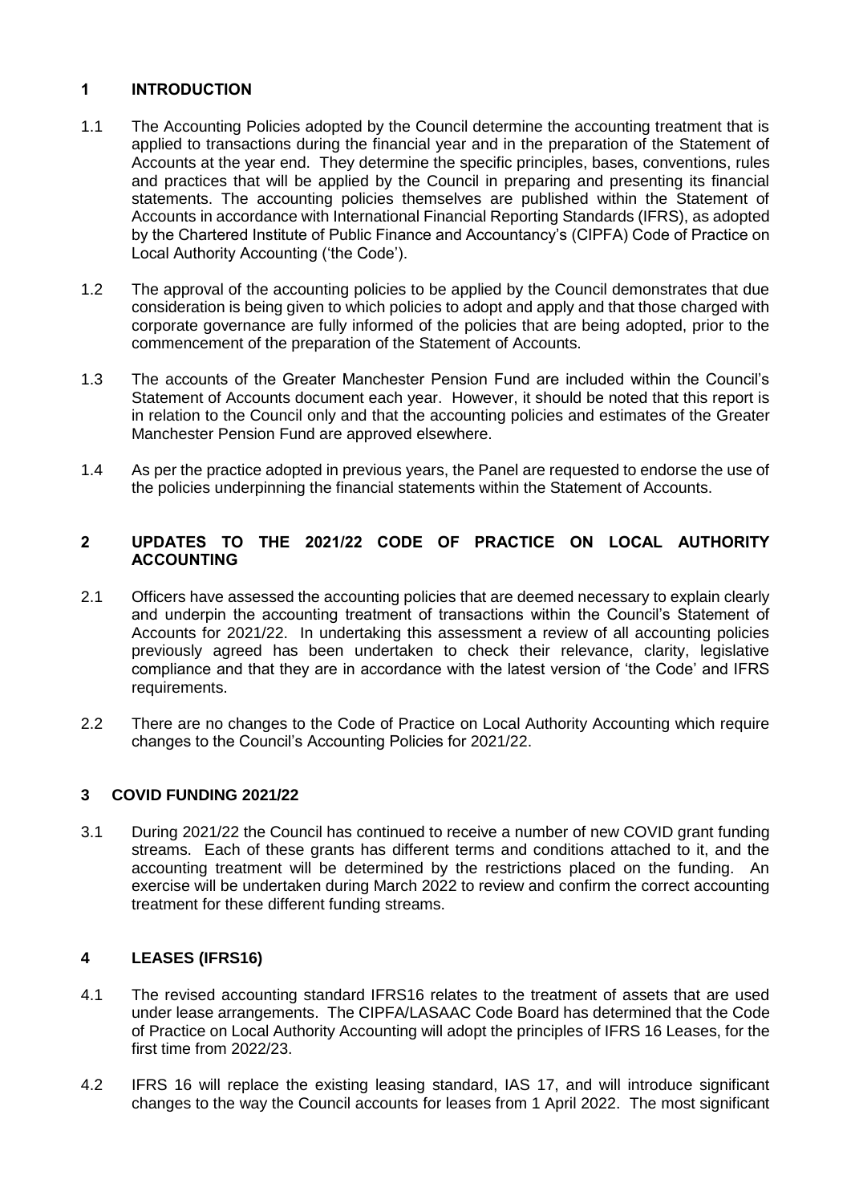## 1 INTRODUCTION

1.1 The Accounting Policies adopted by the Council determine the accounting treatment that is applied to transactions during the financial year and in the preparation of the Statement of Accounts at the year end. They determine the specific principles, bases, conventions, rules and practices that will be applied by the Council in preparing and presenting its financial statements. The accounting policies themselves are published within the Statement of Accounts in accordance with International Financial Reporting Standards (IFRS), as adopted by the Chartered Institute of Public Finance and Accountancy's (CIPFA) Code of Practice on Local Authority Accounting ('the Code').

1.2 The approval of the accounting policies to be applied by the Council demonstrates that due consideration is being given to which policies to adopt and apply and that those charged with corporate governance are fully informed of the policies that are being adopted, prior to the commencement of the preparation of the Statement of Accounts.

1.3 The accounts of the Greater Manchester Pension Fund are included within the Council's Statement of Accounts document each year. However, it should be noted that this report is in relation to the Council only and that the accounting policies and estimates of the Greater Manchester Pension Fund are approved elsewhere.

1.4 As per the practice adopted in previous years, the Panel are requested to endorse the use of the policies underpinning the financial statements within the Statement of Accounts.

## 2 UPDATES TO THE 2021/22 CODE OF PRACTICE ON LOCAL AUTHORITY ACCOUNTING

2.1 Officers have assessed the accounting policies that are deemed necessary to explain clearly and underpin the accounting treatment of transactions within the Council's Statement of Accounts for 2021/22. In undertaking this assessment a review of all accounting policies previously agreed has been undertaken to check their relevance, clarity, legislative compliance and that they are in accordance with the latest version of 'the Code' and IFRS requirements.

2.2 There are no changes to the Code of Practice on Local Authority Accounting which require changes to the Council's Accounting Policies for 2021/22.

## 3 COVID FUNDING 2021/22

3.1 During 2021/22 the Council has continued to receive a number of new COVID grant funding streams. Each of these grants has different terms and conditions attached to it, and the accounting treatment will be determined by the restrictions placed on the funding. An exercise will be undertaken during March 2022 to review and confirm the correct accounting treatment for these different funding streams.

## 4 LEASES (IFRS16)

4.1 The revised accounting standard IFRS16 relates to the treatment of assets that are used under lease arrangements. The CIPFA/LASAAC Code Board has determined that the Code of Practice on Local Authority Accounting will adopt the principles of IFRS 16 Leases, for the first time from 2022/23.

4.2 IFRS 16 will replace the existing leasing standard, IAS 17, and will introduce significant changes to the way the Council accounts for leases from 1 April 2022. The most significant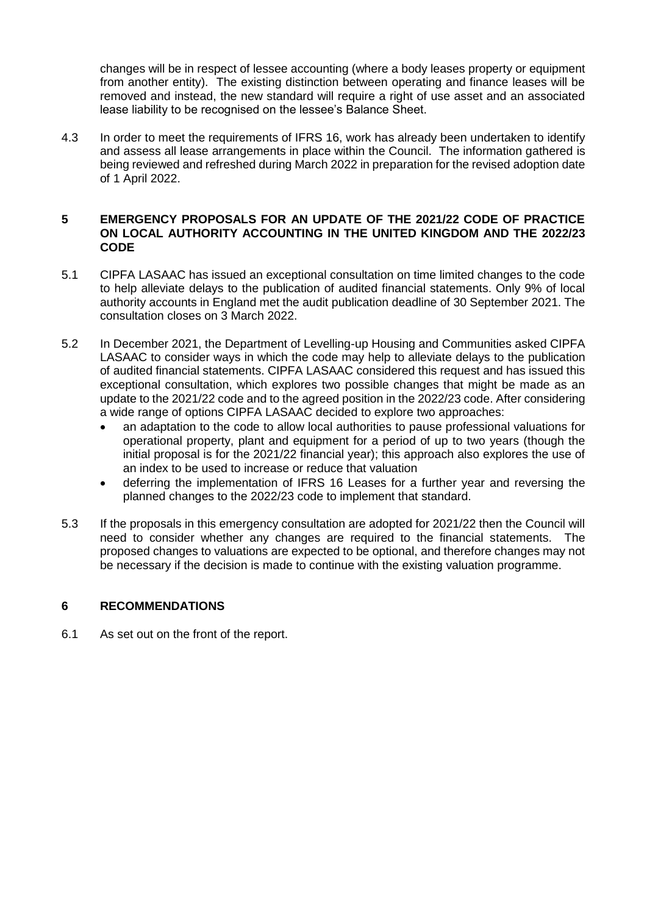changes will be in respect of lessee accounting (where a body leases property or equipment from another entity). The existing distinction between operating and finance leases will be removed and instead, the new standard will require a right of use asset and an associated lease liability to be recognised on the lessee's Balance Sheet.

4.3 In order to meet the requirements of IFRS 16, work has already been undertaken to identify and assess all lease arrangements in place within the Council. The information gathered is being reviewed and refreshed during March 2022 in preparation for the revised adoption date of 1 April 2022.

## 5 EMERGENCY PROPOSALS FOR AN UPDATE OF THE 2021/22 CODE OF PRACTICE ON LOCAL AUTHORITY ACCOUNTING IN THE UNITED KINGDOM AND THE 2022/23 CODE

5.1 CIPFA LASAAC has issued an exceptional consultation on time limited changes to the code to help alleviate delays to the publication of audited financial statements. Only 9% of local authority accounts in England met the audit publication deadline of 30 September 2021. The consultation closes on 3 March 2022.

5.2 In December 2021, the Department of Levelling-up Housing and Communities asked CIPFA LASAAC to consider ways in which the code may help to alleviate delays to the publication of audited financial statements. CIPFA LASAAC considered this request and has issued this exceptional consultation, which explores two possible changes that might be made as an update to the 2021/22 code and to the agreed position in the 2022/23 code. After considering a wide range of options CIPFA LASAAC decided to explore two approaches:

- an adaptation to the code to allow local authorities to pause professional valuations for operational property, plant and equipment for a period of up to two years (though the initial proposal is for the 2021/22 financial year); this approach also explores the use of an index to be used to increase or reduce that valuation
- deferring the implementation of IFRS 16 Leases for a further year and reversing the planned changes to the 2022/23 code to implement that standard.

5.3 If the proposals in this emergency consultation are adopted for 2021/22 then the Council will need to consider whether any changes are required to the financial statements. The proposed changes to valuations are expected to be optional, and therefore changes may not be necessary if the decision is made to continue with the existing valuation programme.

## 6 RECOMMENDATIONS

6.1 As set out on the front of the report.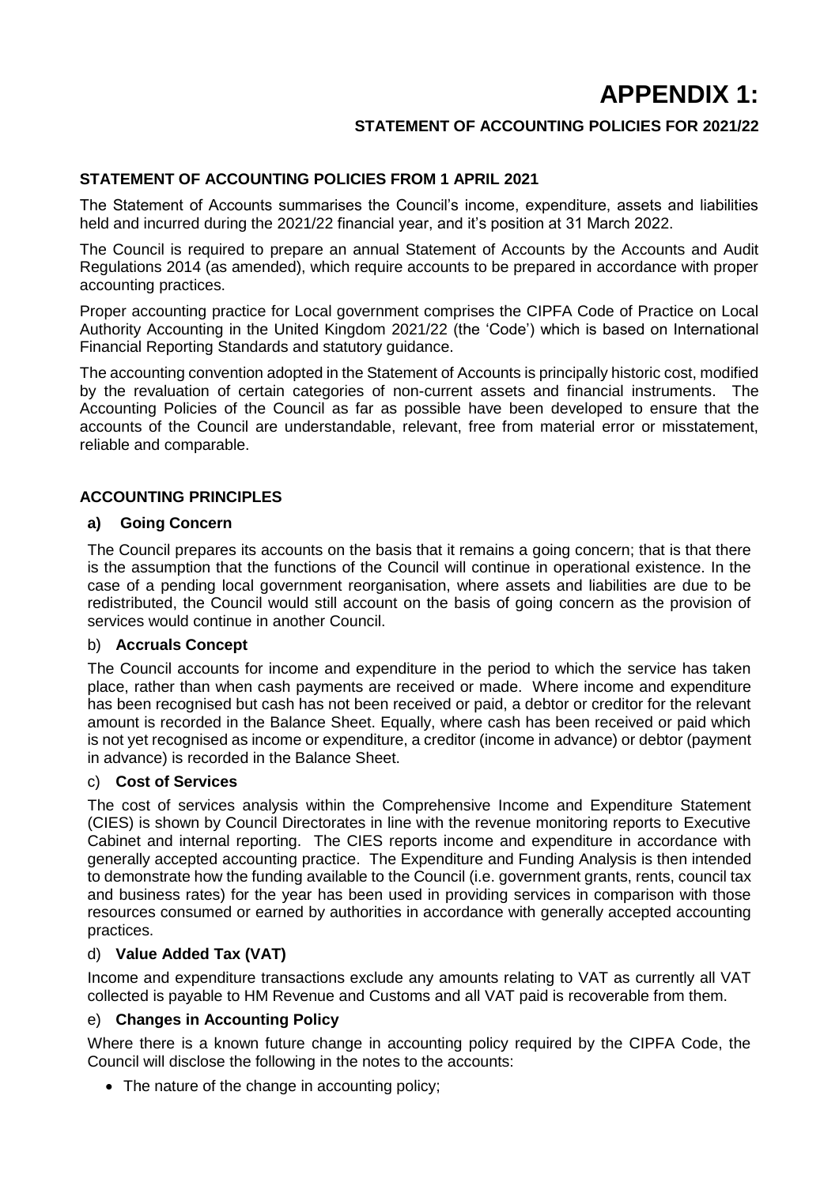# APPENDIX 1:

## STATEMENT OF ACCOUNTING POLICIES FOR 2021/22

### STATEMENT OF ACCOUNTING POLICIES FROM 1 APRIL 2021

The Statement of Accounts summarises the Council's income, expenditure, assets and liabilities held and incurred during the 2021/22 financial year, and it's position at 31 March 2022.

The Council is required to prepare an annual Statement of Accounts by the Accounts and Audit Regulations 2014 (as amended), which require accounts to be prepared in accordance with proper accounting practices.

Proper accounting practice for Local government comprises the CIPFA Code of Practice on Local Authority Accounting in the United Kingdom 2021/22 (the 'Code') which is based on International Financial Reporting Standards and statutory guidance.

The accounting convention adopted in the Statement of Accounts is principally historic cost, modified by the revaluation of certain categories of non-current assets and financial instruments. The Accounting Policies of the Council as far as possible have been developed to ensure that the accounts of the Council are understandable, relevant, free from material error or misstatement, reliable and comparable.

### ACCOUNTING PRINCIPLES

#### a) Going Concern

The Council prepares its accounts on the basis that it remains a going concern; that is that there is the assumption that the functions of the Council will continue in operational existence. In the case of a pending local government reorganisation, where assets and liabilities are due to be redistributed, the Council would still account on the basis of going concern as the provision of services would continue in another Council.

#### b) Accruals Concept

The Council accounts for income and expenditure in the period to which the service has taken place, rather than when cash payments are received or made. Where income and expenditure has been recognised but cash has not been received or paid, a debtor or creditor for the relevant amount is recorded in the Balance Sheet. Equally, where cash has been received or paid which is not yet recognised as income or expenditure, a creditor (income in advance) or debtor (payment in advance) is recorded in the Balance Sheet.

#### c) Cost of Services

The cost of services analysis within the Comprehensive Income and Expenditure Statement (CIES) is shown by Council Directorates in line with the revenue monitoring reports to Executive Cabinet and internal reporting. The CIES reports income and expenditure in accordance with generally accepted accounting practice. The Expenditure and Funding Analysis is then intended to demonstrate how the funding available to the Council (i.e. government grants, rents, council tax and business rates) for the year has been used in providing services in comparison with those resources consumed or earned by authorities in accordance with generally accepted accounting practices.

#### d) Value Added Tax (VAT)

Income and expenditure transactions exclude any amounts relating to VAT as currently all VAT collected is payable to HM Revenue and Customs and all VAT paid is recoverable from them.

#### e) Changes in Accounting Policy

Where there is a known future change in accounting policy required by the CIPFA Code, the Council will disclose the following in the notes to the accounts:

- The nature of the change in accounting policy;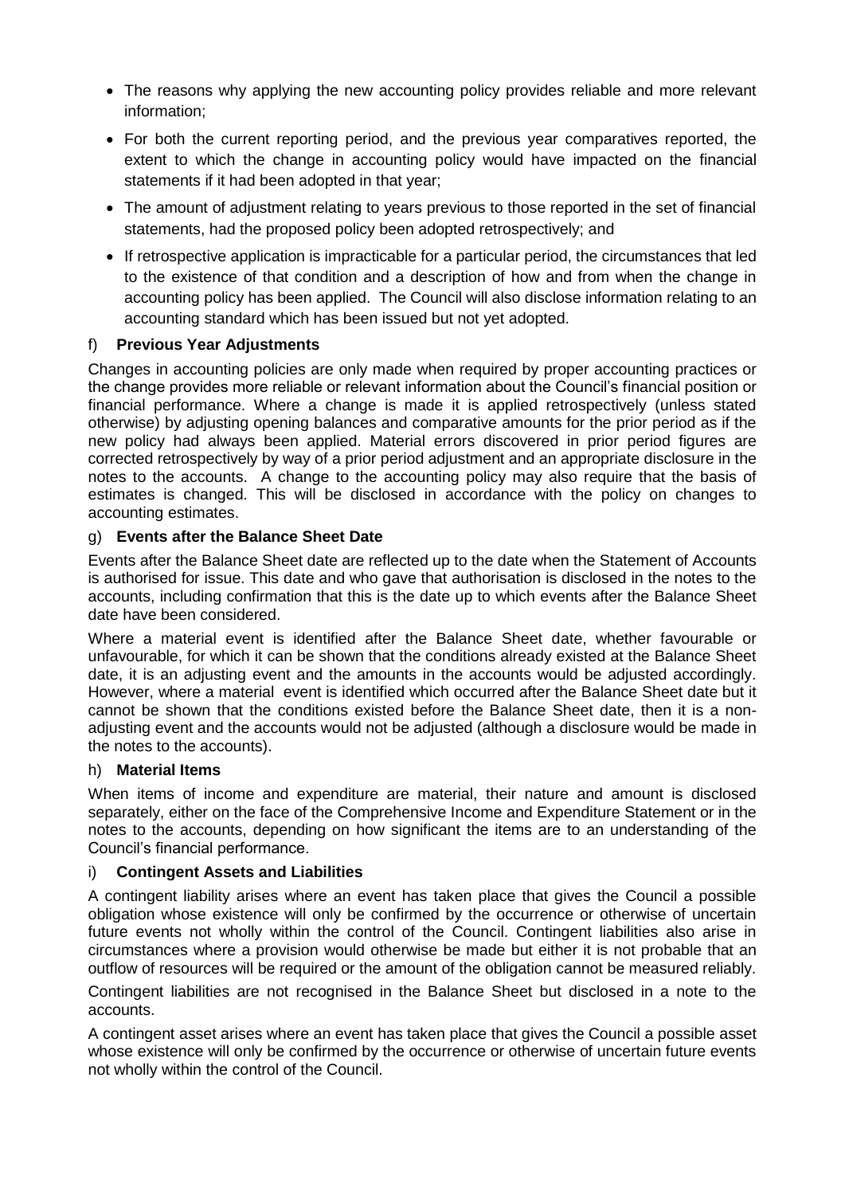- The reasons why applying the new accounting policy provides reliable and more relevant information;
- For both the current reporting period, and the previous year comparatives reported, the extent to which the change in accounting policy would have impacted on the financial statements if it had been adopted in that year;
- The amount of adjustment relating to years previous to those reported in the set of financial statements, had the proposed policy been adopted retrospectively; and
- If retrospective application is impracticable for a particular period, the circumstances that led to the existence of that condition and a description of how and from when the change in accounting policy has been applied. The Council will also disclose information relating to an accounting standard which has been issued but not yet adopted.

f) **Previous Year Adjustments**

Changes in accounting policies are only made when required by proper accounting practices or the change provides more reliable or relevant information about the Council's financial position or financial performance. Where a change is made it is applied retrospectively (unless stated otherwise) by adjusting opening balances and comparative amounts for the prior period as if the new policy had always been applied. Material errors discovered in prior period figures are corrected retrospectively by way of a prior period adjustment and an appropriate disclosure in the notes to the accounts. A change to the accounting policy may also require that the basis of estimates is changed. This will be disclosed in accordance with the policy on changes to accounting estimates.

g) **Events after the Balance Sheet Date**

Events after the Balance Sheet date are reflected up to the date when the Statement of Accounts is authorised for issue. This date and who gave that authorisation is disclosed in the notes to the accounts, including confirmation that this is the date up to which events after the Balance Sheet date have been considered.

Where a material event is identified after the Balance Sheet date, whether favourable or unfavourable, for which it can be shown that the conditions already existed at the Balance Sheet date, it is an adjusting event and the amounts in the accounts would be adjusted accordingly. However, where a material event is identified which occurred after the Balance Sheet date but it cannot be shown that the conditions existed before the Balance Sheet date, then it is a non-adjusting event and the accounts would not be adjusted (although a disclosure would be made in the notes to the accounts).

h) **Material Items**

When items of income and expenditure are material, their nature and amount is disclosed separately, either on the face of the Comprehensive Income and Expenditure Statement or in the notes to the accounts, depending on how significant the items are to an understanding of the Council's financial performance.

i) **Contingent Assets and Liabilities**

A contingent liability arises where an event has taken place that gives the Council a possible obligation whose existence will only be confirmed by the occurrence or otherwise of uncertain future events not wholly within the control of the Council. Contingent liabilities also arise in circumstances where a provision would otherwise be made but either it is not probable that an outflow of resources will be required or the amount of the obligation cannot be measured reliably.

Contingent liabilities are not recognised in the Balance Sheet but disclosed in a note to the accounts.

A contingent asset arises where an event has taken place that gives the Council a possible asset whose existence will only be confirmed by the occurrence or otherwise of uncertain future events not wholly within the control of the Council.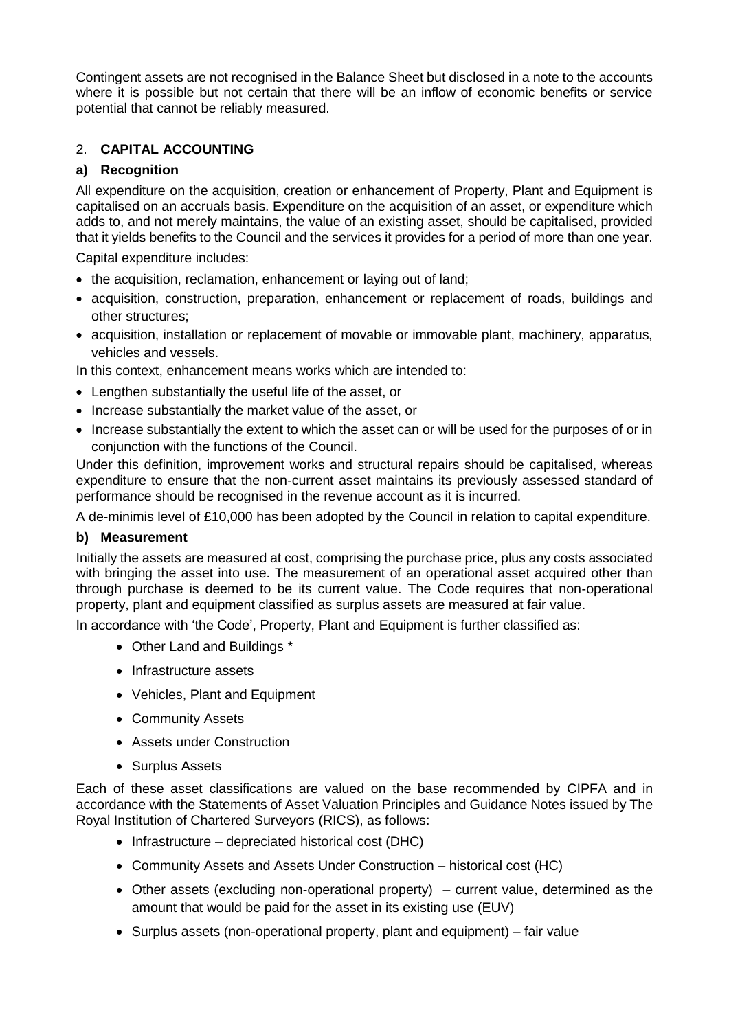Contingent assets are not recognised in the Balance Sheet but disclosed in a note to the accounts where it is possible but not certain that there will be an inflow of economic benefits or service potential that cannot be reliably measured.

## 2. **CAPITAL ACCOUNTING**

### a) Recognition

All expenditure on the acquisition, creation or enhancement of Property, Plant and Equipment is capitalised on an accruals basis. Expenditure on the acquisition of an asset, or expenditure which adds to, and not merely maintains, the value of an existing asset, should be capitalised, provided that it yields benefits to the Council and the services it provides for a period of more than one year.

Capital expenditure includes:

- the acquisition, reclamation, enhancement or laying out of land;
- acquisition, construction, preparation, enhancement or replacement of roads, buildings and other structures;
- acquisition, installation or replacement of movable or immovable plant, machinery, apparatus, vehicles and vessels.

In this context, enhancement means works which are intended to:

- Lengthen substantially the useful life of the asset, or
- Increase substantially the market value of the asset, or
- Increase substantially the extent to which the asset can or will be used for the purposes of or in conjunction with the functions of the Council.

Under this definition, improvement works and structural repairs should be capitalised, whereas expenditure to ensure that the non-current asset maintains its previously assessed standard of performance should be recognised in the revenue account as it is incurred.

A de-minimis level of £10,000 has been adopted by the Council in relation to capital expenditure.

### b) Measurement

Initially the assets are measured at cost, comprising the purchase price, plus any costs associated with bringing the asset into use. The measurement of an operational asset acquired other than through purchase is deemed to be its current value. The Code requires that non-operational property, plant and equipment classified as surplus assets are measured at fair value.

In accordance with 'the Code', Property, Plant and Equipment is further classified as:

- Other Land and Buildings *
- Infrastructure assets
- Vehicles, Plant and Equipment
- Community Assets
- Assets under Construction
- Surplus Assets

Each of these asset classifications are valued on the base recommended by CIPFA and in accordance with the Statements of Asset Valuation Principles and Guidance Notes issued by The Royal Institution of Chartered Surveyors (RICS), as follows:

- Infrastructure – depreciated historical cost (DHC)
- Community Assets and Assets Under Construction – historical cost (HC)
- Other assets (excluding non-operational property) – current value, determined as the amount that would be paid for the asset in its existing use (EUV)
- Surplus assets (non-operational property, plant and equipment) – fair value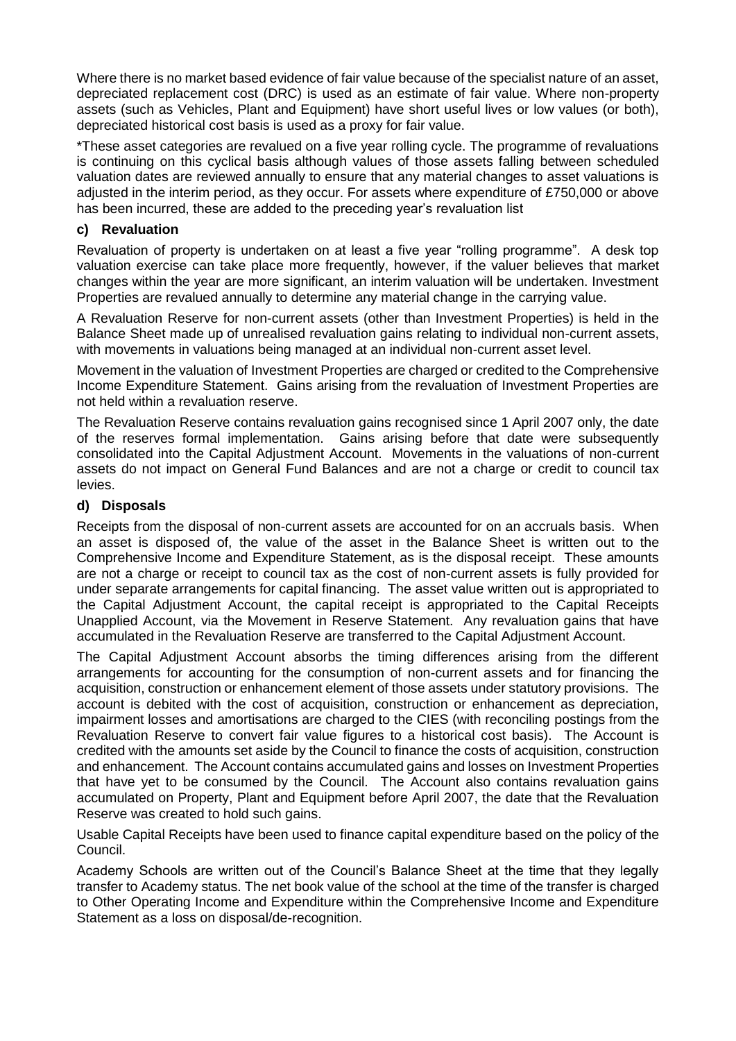Where there is no market based evidence of fair value because of the specialist nature of an asset, depreciated replacement cost (DRC) is used as an estimate of fair value. Where non-property assets (such as Vehicles, Plant and Equipment) have short useful lives or low values (or both), depreciated historical cost basis is used as a proxy for fair value.

*These asset categories are revalued on a five year rolling cycle. The programme of revaluations is continuing on this cyclical basis although values of those assets falling between scheduled valuation dates are reviewed annually to ensure that any material changes to asset valuations is adjusted in the interim period, as they occur. For assets where expenditure of £750,000 or above has been incurred, these are added to the preceding year's revaluation list

### c) Revaluation

Revaluation of property is undertaken on at least a five year "rolling programme". A desk top valuation exercise can take place more frequently, however, if the valuer believes that market changes within the year are more significant, an interim valuation will be undertaken. Investment Properties are revalued annually to determine any material change in the carrying value.

A Revaluation Reserve for non-current assets (other than Investment Properties) is held in the Balance Sheet made up of unrealised revaluation gains relating to individual non-current assets, with movements in valuations being managed at an individual non-current asset level.

Movement in the valuation of Investment Properties are charged or credited to the Comprehensive Income Expenditure Statement. Gains arising from the revaluation of Investment Properties are not held within a revaluation reserve.

The Revaluation Reserve contains revaluation gains recognised since 1 April 2007 only, the date of the reserves formal implementation. Gains arising before that date were subsequently consolidated into the Capital Adjustment Account. Movements in the valuations of non-current assets do not impact on General Fund Balances and are not a charge or credit to council tax levies.

### d) Disposals

Receipts from the disposal of non-current assets are accounted for on an accruals basis. When an asset is disposed of, the value of the asset in the Balance Sheet is written out to the Comprehensive Income and Expenditure Statement, as is the disposal receipt. These amounts are not a charge or receipt to council tax as the cost of non-current assets is fully provided for under separate arrangements for capital financing. The asset value written out is appropriated to the Capital Adjustment Account, the capital receipt is appropriated to the Capital Receipts Unapplied Account, via the Movement in Reserve Statement. Any revaluation gains that have accumulated in the Revaluation Reserve are transferred to the Capital Adjustment Account.

The Capital Adjustment Account absorbs the timing differences arising from the different arrangements for accounting for the consumption of non-current assets and for financing the acquisition, construction or enhancement element of those assets under statutory provisions. The account is debited with the cost of acquisition, construction or enhancement as depreciation, impairment losses and amortisations are charged to the CIES (with reconciling postings from the Revaluation Reserve to convert fair value figures to a historical cost basis). The Account is credited with the amounts set aside by the Council to finance the costs of acquisition, construction and enhancement. The Account contains accumulated gains and losses on Investment Properties that have yet to be consumed by the Council. The Account also contains revaluation gains accumulated on Property, Plant and Equipment before April 2007, the date that the Revaluation Reserve was created to hold such gains.

Usable Capital Receipts have been used to finance capital expenditure based on the policy of the Council.

Academy Schools are written out of the Council's Balance Sheet at the time that they legally transfer to Academy status. The net book value of the school at the time of the transfer is charged to Other Operating Income and Expenditure within the Comprehensive Income and Expenditure Statement as a loss on disposal/de-recognition.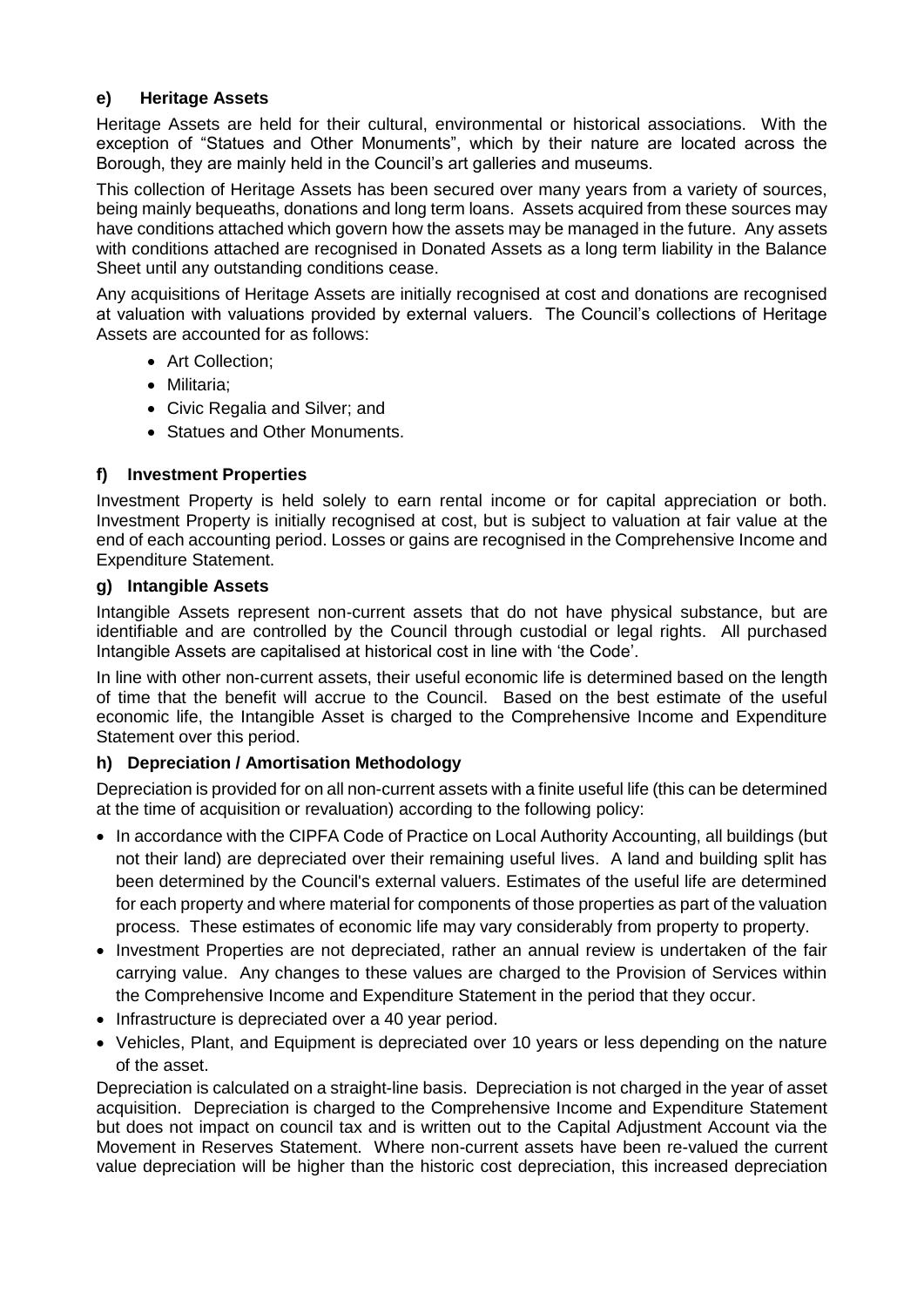### e) Heritage Assets

Heritage Assets are held for their cultural, environmental or historical associations. With the exception of "Statues and Other Monuments", which by their nature are located across the Borough, they are mainly held in the Council's art galleries and museums.

This collection of Heritage Assets has been secured over many years from a variety of sources, being mainly bequeaths, donations and long term loans. Assets acquired from these sources may have conditions attached which govern how the assets may be managed in the future. Any assets with conditions attached are recognised in Donated Assets as a long term liability in the Balance Sheet until any outstanding conditions cease.

Any acquisitions of Heritage Assets are initially recognised at cost and donations are recognised at valuation with valuations provided by external valuers. The Council's collections of Heritage Assets are accounted for as follows:

- Art Collection;
- Militaria;
- Civic Regalia and Silver; and
- Statues and Other Monuments.

### f) Investment Properties

Investment Property is held solely to earn rental income or for capital appreciation or both. Investment Property is initially recognised at cost, but is subject to valuation at fair value at the end of each accounting period. Losses or gains are recognised in the Comprehensive Income and Expenditure Statement.

### g) Intangible Assets

Intangible Assets represent non-current assets that do not have physical substance, but are identifiable and are controlled by the Council through custodial or legal rights. All purchased Intangible Assets are capitalised at historical cost in line with 'the Code'.

In line with other non-current assets, their useful economic life is determined based on the length of time that the benefit will accrue to the Council. Based on the best estimate of the useful economic life, the Intangible Asset is charged to the Comprehensive Income and Expenditure Statement over this period.

### h) Depreciation / Amortisation Methodology

Depreciation is provided for on all non-current assets with a finite useful life (this can be determined at the time of acquisition or revaluation) according to the following policy:

- In accordance with the CIPFA Code of Practice on Local Authority Accounting, all buildings (but not their land) are depreciated over their remaining useful lives. A land and building split has been determined by the Council's external valuers. Estimates of the useful life are determined for each property and where material for components of those properties as part of the valuation process. These estimates of economic life may vary considerably from property to property.
- Investment Properties are not depreciated, rather an annual review is undertaken of the fair carrying value. Any changes to these values are charged to the Provision of Services within the Comprehensive Income and Expenditure Statement in the period that they occur.
- Infrastructure is depreciated over a 40 year period.
- Vehicles, Plant, and Equipment is depreciated over 10 years or less depending on the nature of the asset.

Depreciation is calculated on a straight-line basis. Depreciation is not charged in the year of asset acquisition. Depreciation is charged to the Comprehensive Income and Expenditure Statement but does not impact on council tax and is written out to the Capital Adjustment Account via the Movement in Reserves Statement. Where non-current assets have been re-valued the current value depreciation will be higher than the historic cost depreciation, this increased depreciation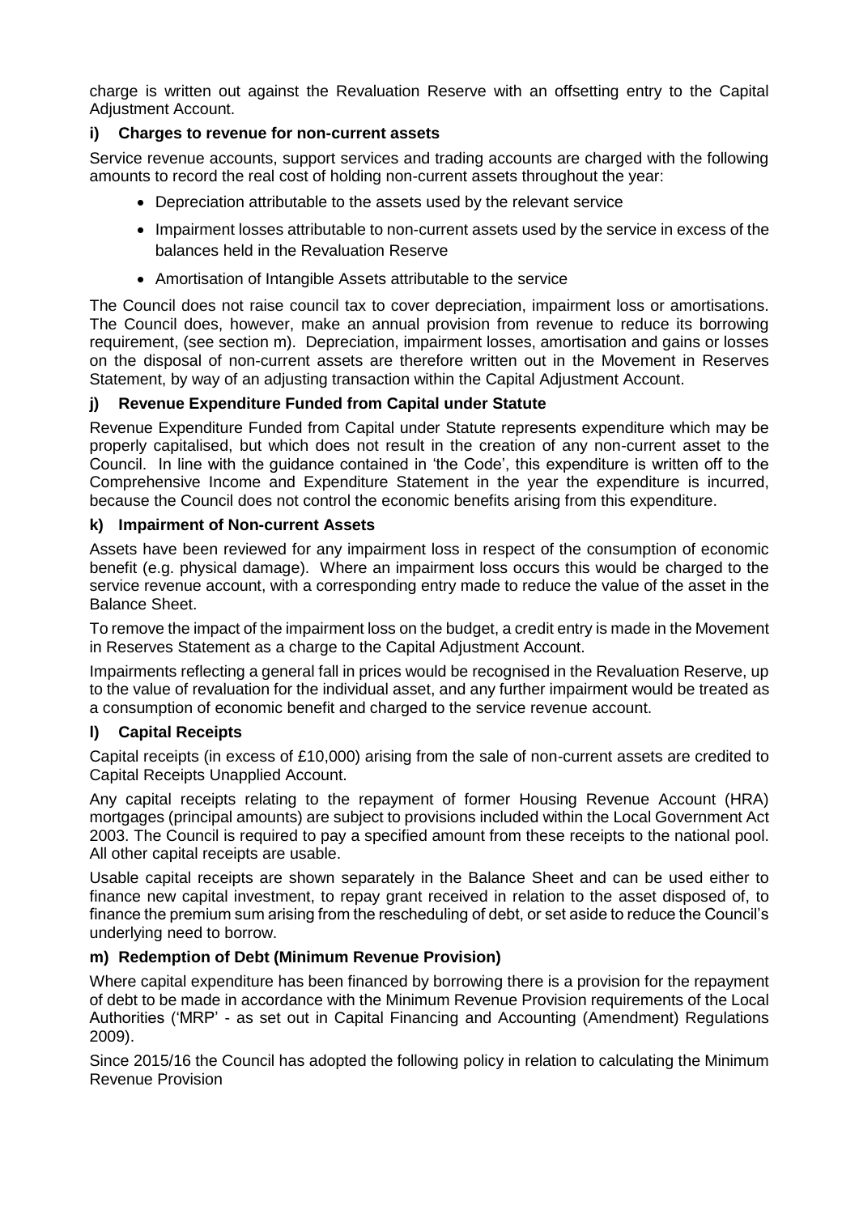charge is written out against the Revaluation Reserve with an offsetting entry to the Capital Adjustment Account.

### i) Charges to revenue for non-current assets

Service revenue accounts, support services and trading accounts are charged with the following amounts to record the real cost of holding non-current assets throughout the year:

- Depreciation attributable to the assets used by the relevant service
- Impairment losses attributable to non-current assets used by the service in excess of the balances held in the Revaluation Reserve
- Amortisation of Intangible Assets attributable to the service

The Council does not raise council tax to cover depreciation, impairment loss or amortisations. The Council does, however, make an annual provision from revenue to reduce its borrowing requirement, (see section m). Depreciation, impairment losses, amortisation and gains or losses on the disposal of non-current assets are therefore written out in the Movement in Reserves Statement, by way of an adjusting transaction within the Capital Adjustment Account.

### j) Revenue Expenditure Funded from Capital under Statute

Revenue Expenditure Funded from Capital under Statute represents expenditure which may be properly capitalised, but which does not result in the creation of any non-current asset to the Council. In line with the guidance contained in 'the Code', this expenditure is written off to the Comprehensive Income and Expenditure Statement in the year the expenditure is incurred, because the Council does not control the economic benefits arising from this expenditure.

### k) Impairment of Non-current Assets

Assets have been reviewed for any impairment loss in respect of the consumption of economic benefit (e.g. physical damage). Where an impairment loss occurs this would be charged to the service revenue account, with a corresponding entry made to reduce the value of the asset in the Balance Sheet.

To remove the impact of the impairment loss on the budget, a credit entry is made in the Movement in Reserves Statement as a charge to the Capital Adjustment Account.

Impairments reflecting a general fall in prices would be recognised in the Revaluation Reserve, up to the value of revaluation for the individual asset, and any further impairment would be treated as a consumption of economic benefit and charged to the service revenue account.

### l) Capital Receipts

Capital receipts (in excess of £10,000) arising from the sale of non-current assets are credited to Capital Receipts Unapplied Account.

Any capital receipts relating to the repayment of former Housing Revenue Account (HRA) mortgages (principal amounts) are subject to provisions included within the Local Government Act 2003. The Council is required to pay a specified amount from these receipts to the national pool. All other capital receipts are usable.

Usable capital receipts are shown separately in the Balance Sheet and can be used either to finance new capital investment, to repay grant received in relation to the asset disposed of, to finance the premium sum arising from the rescheduling of debt, or set aside to reduce the Council's underlying need to borrow.

### m) Redemption of Debt (Minimum Revenue Provision)

Where capital expenditure has been financed by borrowing there is a provision for the repayment of debt to be made in accordance with the Minimum Revenue Provision requirements of the Local Authorities ('MRP' - as set out in Capital Financing and Accounting (Amendment) Regulations 2009).

Since 2015/16 the Council has adopted the following policy in relation to calculating the Minimum Revenue Provision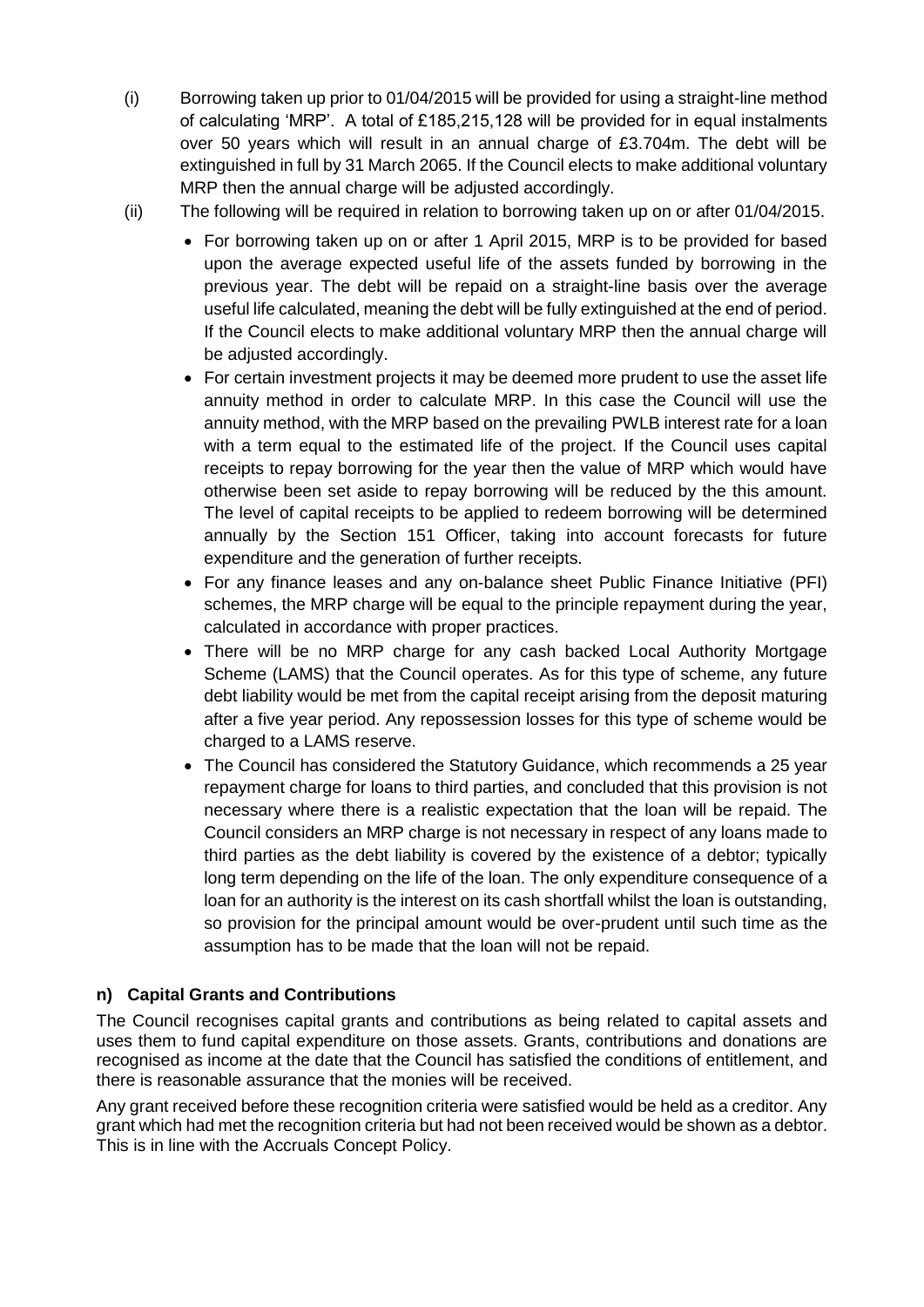(i) Borrowing taken up prior to 01/04/2015 will be provided for using a straight-line method of calculating 'MRP'. A total of £185,215,128 will be provided for in equal instalments over 50 years which will result in an annual charge of £3.704m. The debt will be extinguished in full by 31 March 2065. If the Council elects to make additional voluntary MRP then the annual charge will be adjusted accordingly.

(ii) The following will be required in relation to borrowing taken up on or after 01/04/2015.

- For borrowing taken up on or after 1 April 2015, MRP is to be provided for based upon the average expected useful life of the assets funded by borrowing in the previous year. The debt will be repaid on a straight-line basis over the average useful life calculated, meaning the debt will be fully extinguished at the end of period. If the Council elects to make additional voluntary MRP then the annual charge will be adjusted accordingly.
- For certain investment projects it may be deemed more prudent to use the asset life annuity method in order to calculate MRP. In this case the Council will use the annuity method, with the MRP based on the prevailing PWLB interest rate for a loan with a term equal to the estimated life of the project. If the Council uses capital receipts to repay borrowing for the year then the value of MRP which would have otherwise been set aside to repay borrowing will be reduced by the this amount. The level of capital receipts to be applied to redeem borrowing will be determined annually by the Section 151 Officer, taking into account forecasts for future expenditure and the generation of further receipts.
- For any finance leases and any on-balance sheet Public Finance Initiative (PFI) schemes, the MRP charge will be equal to the principle repayment during the year, calculated in accordance with proper practices.
- There will be no MRP charge for any cash backed Local Authority Mortgage Scheme (LAMS) that the Council operates. As for this type of scheme, any future debt liability would be met from the capital receipt arising from the deposit maturing after a five year period. Any repossession losses for this type of scheme would be charged to a LAMS reserve.
- The Council has considered the Statutory Guidance, which recommends a 25 year repayment charge for loans to third parties, and concluded that this provision is not necessary where there is a realistic expectation that the loan will be repaid. The Council considers an MRP charge is not necessary in respect of any loans made to third parties as the debt liability is covered by the existence of a debtor; typically long term depending on the life of the loan. The only expenditure consequence of a loan for an authority is the interest on its cash shortfall whilst the loan is outstanding, so provision for the principal amount would be over-prudent until such time as the assumption has to be made that the loan will not be repaid.

### n) Capital Grants and Contributions

The Council recognises capital grants and contributions as being related to capital assets and uses them to fund capital expenditure on those assets. Grants, contributions and donations are recognised as income at the date that the Council has satisfied the conditions of entitlement, and there is reasonable assurance that the monies will be received.

Any grant received before these recognition criteria were satisfied would be held as a creditor. Any grant which had met the recognition criteria but had not been received would be shown as a debtor. This is in line with the Accruals Concept Policy.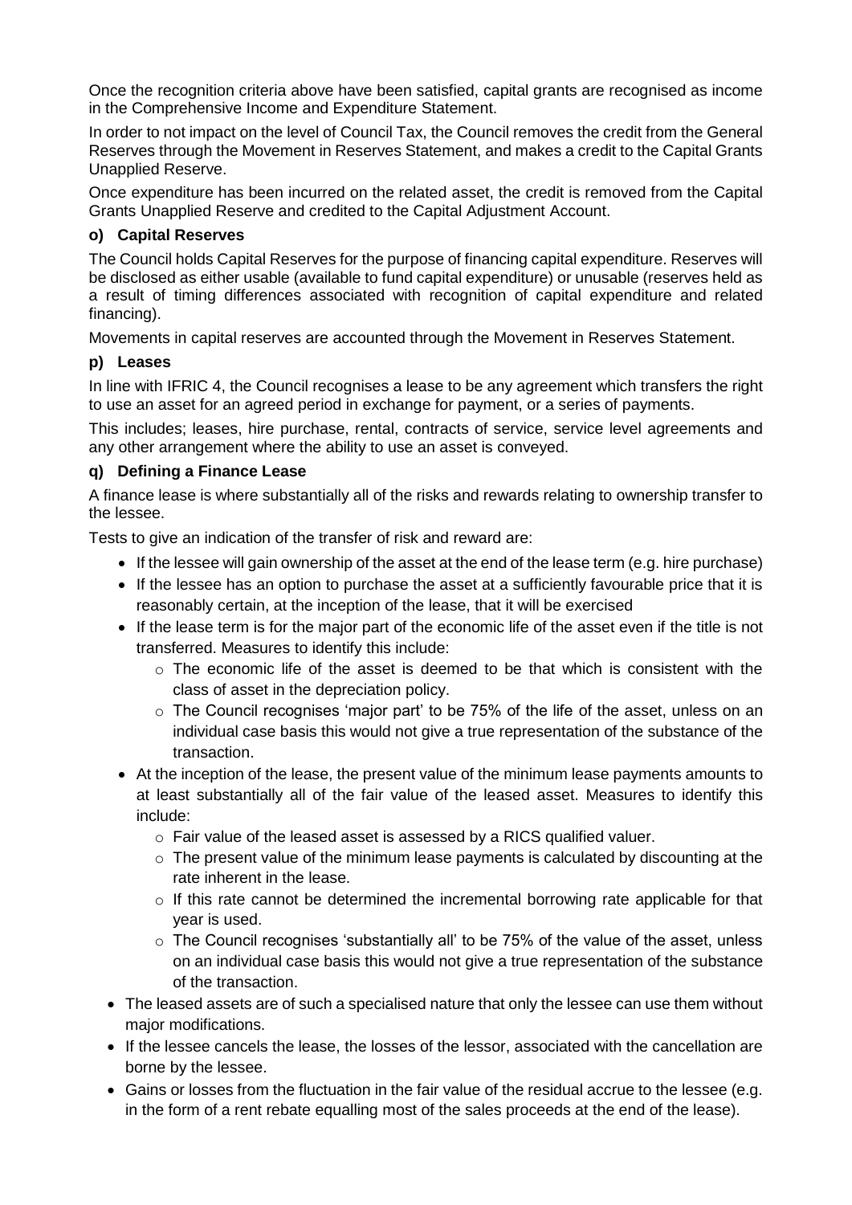Once the recognition criteria above have been satisfied, capital grants are recognised as income in the Comprehensive Income and Expenditure Statement.

In order to not impact on the level of Council Tax, the Council removes the credit from the General Reserves through the Movement in Reserves Statement, and makes a credit to the Capital Grants Unapplied Reserve.

Once expenditure has been incurred on the related asset, the credit is removed from the Capital Grants Unapplied Reserve and credited to the Capital Adjustment Account.

#### o) Capital Reserves

The Council holds Capital Reserves for the purpose of financing capital expenditure. Reserves will be disclosed as either usable (available to fund capital expenditure) or unusable (reserves held as a result of timing differences associated with recognition of capital expenditure and related financing).

Movements in capital reserves are accounted through the Movement in Reserves Statement.

#### p) Leases

In line with IFRIC 4, the Council recognises a lease to be any agreement which transfers the right to use an asset for an agreed period in exchange for payment, or a series of payments.

This includes; leases, hire purchase, rental, contracts of service, service level agreements and any other arrangement where the ability to use an asset is conveyed.

#### q) Defining a Finance Lease

A finance lease is where substantially all of the risks and rewards relating to ownership transfer to the lessee.

Tests to give an indication of the transfer of risk and reward are:

- If the lessee will gain ownership of the asset at the end of the lease term (e.g. hire purchase)
- If the lessee has an option to purchase the asset at a sufficiently favourable price that it is reasonably certain, at the inception of the lease, that it will be exercised
- If the lease term is for the major part of the economic life of the asset even if the title is not transferred. Measures to identify this include:
  - The economic life of the asset is deemed to be that which is consistent with the class of asset in the depreciation policy.
  - The Council recognises 'major part' to be 75% of the life of the asset, unless on an individual case basis this would not give a true representation of the substance of the transaction.
- At the inception of the lease, the present value of the minimum lease payments amounts to at least substantially all of the fair value of the leased asset. Measures to identify this include:
  - Fair value of the leased asset is assessed by a RICS qualified valuer.
  - The present value of the minimum lease payments is calculated by discounting at the rate inherent in the lease.
  - If this rate cannot be determined the incremental borrowing rate applicable for that year is used.
  - The Council recognises 'substantially all' to be 75% of the value of the asset, unless on an individual case basis this would not give a true representation of the substance of the transaction.
- The leased assets are of such a specialised nature that only the lessee can use them without major modifications.
- If the lessee cancels the lease, the losses of the lessor, associated with the cancellation are borne by the lessee.
- Gains or losses from the fluctuation in the fair value of the residual accrue to the lessee (e.g. in the form of a rent rebate equalling most of the sales proceeds at the end of the lease).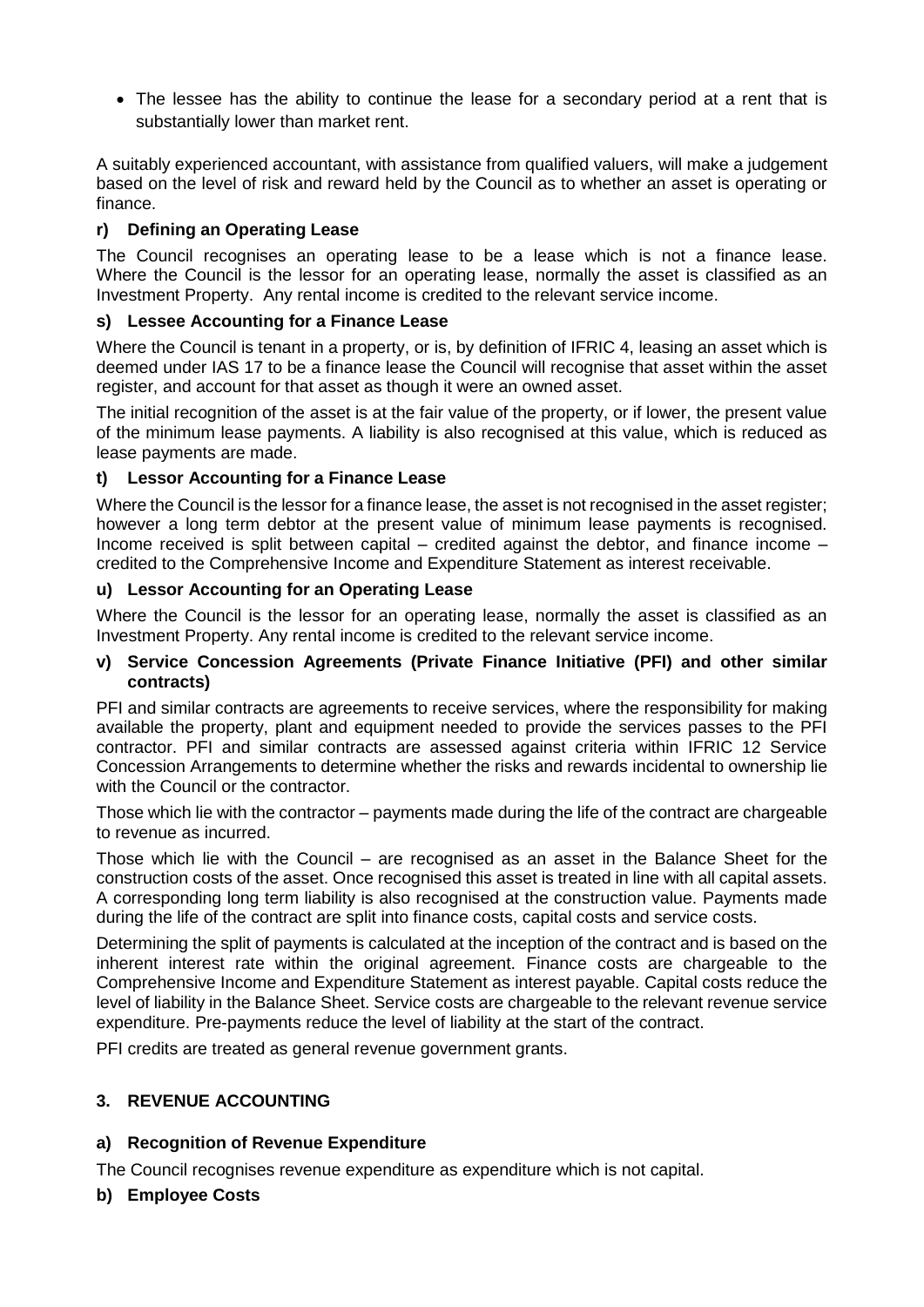- The lessee has the ability to continue the lease for a secondary period at a rent that is substantially lower than market rent.

A suitably experienced accountant, with assistance from qualified valuers, will make a judgement based on the level of risk and reward held by the Council as to whether an asset is operating or finance.

### r) Defining an Operating Lease

The Council recognises an operating lease to be a lease which is not a finance lease. Where the Council is the lessor for an operating lease, normally the asset is classified as an Investment Property. Any rental income is credited to the relevant service income.

### s) Lessee Accounting for a Finance Lease

Where the Council is tenant in a property, or is, by definition of IFRIC 4, leasing an asset which is deemed under IAS 17 to be a finance lease the Council will recognise that asset within the asset register, and account for that asset as though it were an owned asset.

The initial recognition of the asset is at the fair value of the property, or if lower, the present value of the minimum lease payments. A liability is also recognised at this value, which is reduced as lease payments are made.

### t) Lessor Accounting for a Finance Lease

Where the Council is the lessor for a finance lease, the asset is not recognised in the asset register; however a long term debtor at the present value of minimum lease payments is recognised. Income received is split between capital – credited against the debtor, and finance income – credited to the Comprehensive Income and Expenditure Statement as interest receivable.

### u) Lessor Accounting for an Operating Lease

Where the Council is the lessor for an operating lease, normally the asset is classified as an Investment Property. Any rental income is credited to the relevant service income.

### v) Service Concession Agreements (Private Finance Initiative (PFI) and other similar contracts)

PFI and similar contracts are agreements to receive services, where the responsibility for making available the property, plant and equipment needed to provide the services passes to the PFI contractor. PFI and similar contracts are assessed against criteria within IFRIC 12 Service Concession Arrangements to determine whether the risks and rewards incidental to ownership lie with the Council or the contractor.

Those which lie with the contractor – payments made during the life of the contract are chargeable to revenue as incurred.

Those which lie with the Council – are recognised as an asset in the Balance Sheet for the construction costs of the asset. Once recognised this asset is treated in line with all capital assets. A corresponding long term liability is also recognised at the construction value. Payments made during the life of the contract are split into finance costs, capital costs and service costs.

Determining the split of payments is calculated at the inception of the contract and is based on the inherent interest rate within the original agreement. Finance costs are chargeable to the Comprehensive Income and Expenditure Statement as interest payable. Capital costs reduce the level of liability in the Balance Sheet. Service costs are chargeable to the relevant revenue service expenditure. Pre-payments reduce the level of liability at the start of the contract.

PFI credits are treated as general revenue government grants.

## 3. REVENUE ACCOUNTING

### a) Recognition of Revenue Expenditure

The Council recognises revenue expenditure as expenditure which is not capital.

### b) Employee Costs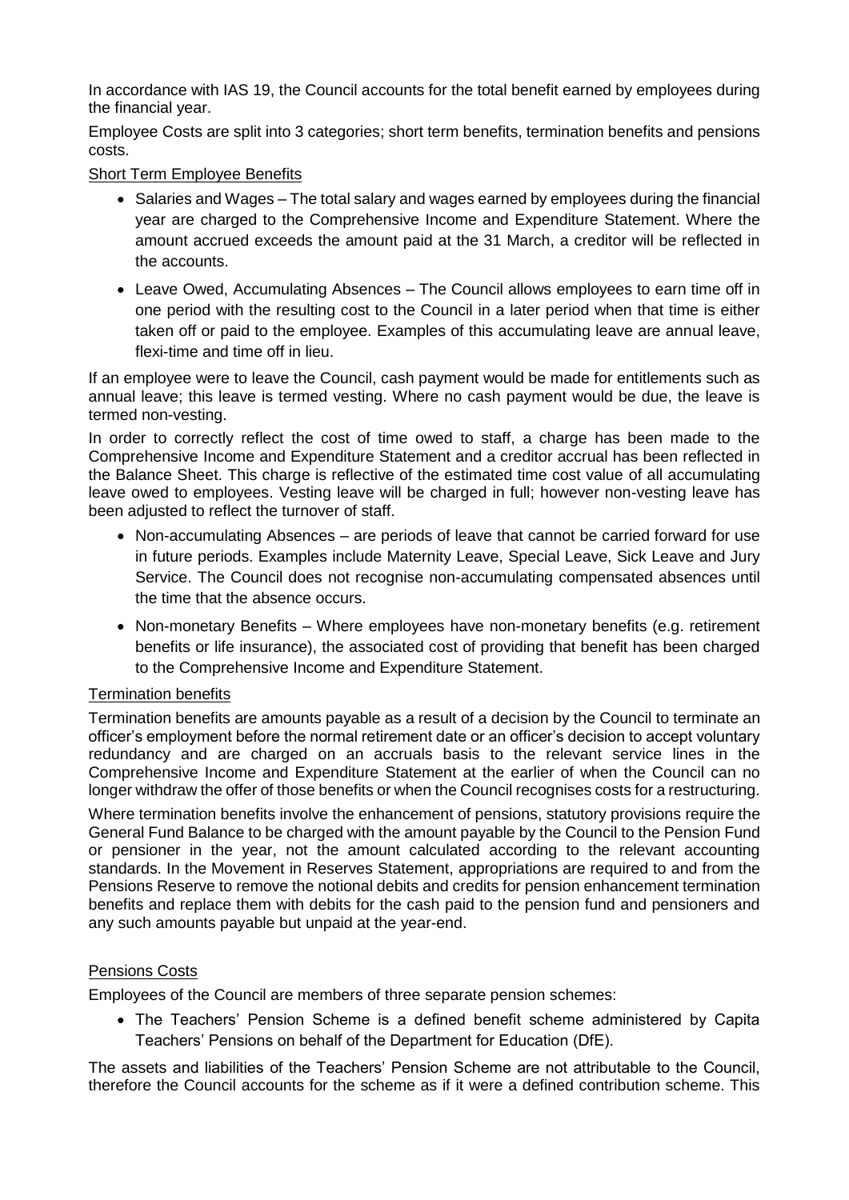In accordance with IAS 19, the Council accounts for the total benefit earned by employees during the financial year.

Employee Costs are split into 3 categories; short term benefits, termination benefits and pensions costs.

Short Term Employee Benefits

- Salaries and Wages – The total salary and wages earned by employees during the financial year are charged to the Comprehensive Income and Expenditure Statement. Where the amount accrued exceeds the amount paid at the 31 March, a creditor will be reflected in the accounts.
- Leave Owed, Accumulating Absences – The Council allows employees to earn time off in one period with the resulting cost to the Council in a later period when that time is either taken off or paid to the employee. Examples of this accumulating leave are annual leave, flexi-time and time off in lieu.

If an employee were to leave the Council, cash payment would be made for entitlements such as annual leave; this leave is termed vesting. Where no cash payment would be due, the leave is termed non-vesting.

In order to correctly reflect the cost of time owed to staff, a charge has been made to the Comprehensive Income and Expenditure Statement and a creditor accrual has been reflected in the Balance Sheet. This charge is reflective of the estimated time cost value of all accumulating leave owed to employees. Vesting leave will be charged in full; however non-vesting leave has been adjusted to reflect the turnover of staff.

- Non-accumulating Absences – are periods of leave that cannot be carried forward for use in future periods. Examples include Maternity Leave, Special Leave, Sick Leave and Jury Service. The Council does not recognise non-accumulating compensated absences until the time that the absence occurs.
- Non-monetary Benefits – Where employees have non-monetary benefits (e.g. retirement benefits or life insurance), the associated cost of providing that benefit has been charged to the Comprehensive Income and Expenditure Statement.

Termination benefits

Termination benefits are amounts payable as a result of a decision by the Council to terminate an officer's employment before the normal retirement date or an officer's decision to accept voluntary redundancy and are charged on an accruals basis to the relevant service lines in the Comprehensive Income and Expenditure Statement at the earlier of when the Council can no longer withdraw the offer of those benefits or when the Council recognises costs for a restructuring.

Where termination benefits involve the enhancement of pensions, statutory provisions require the General Fund Balance to be charged with the amount payable by the Council to the Pension Fund or pensioner in the year, not the amount calculated according to the relevant accounting standards. In the Movement in Reserves Statement, appropriations are required to and from the Pensions Reserve to remove the notional debits and credits for pension enhancement termination benefits and replace them with debits for the cash paid to the pension fund and pensioners and any such amounts payable but unpaid at the year-end.

Pensions Costs

Employees of the Council are members of three separate pension schemes:

- The Teachers' Pension Scheme is a defined benefit scheme administered by Capita Teachers' Pensions on behalf of the Department for Education (DfE).

The assets and liabilities of the Teachers' Pension Scheme are not attributable to the Council, therefore the Council accounts for the scheme as if it were a defined contribution scheme. This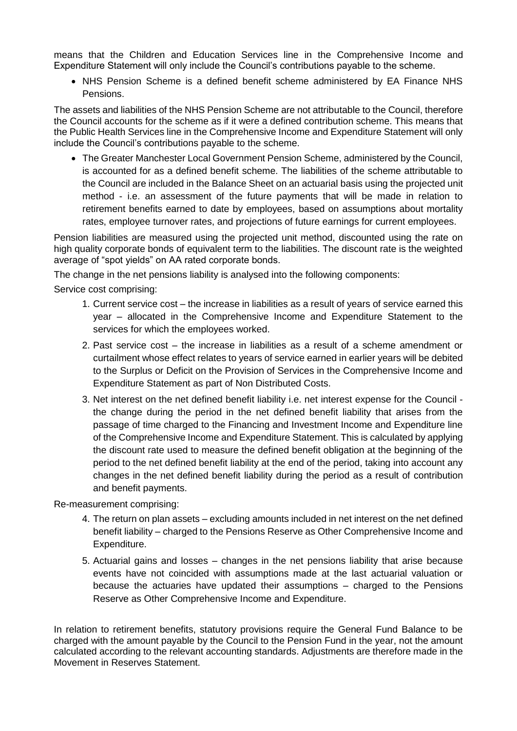means that the Children and Education Services line in the Comprehensive Income and Expenditure Statement will only include the Council's contributions payable to the scheme.

- NHS Pension Scheme is a defined benefit scheme administered by EA Finance NHS Pensions.

The assets and liabilities of the NHS Pension Scheme are not attributable to the Council, therefore the Council accounts for the scheme as if it were a defined contribution scheme. This means that the Public Health Services line in the Comprehensive Income and Expenditure Statement will only include the Council's contributions payable to the scheme.

- The Greater Manchester Local Government Pension Scheme, administered by the Council, is accounted for as a defined benefit scheme. The liabilities of the scheme attributable to the Council are included in the Balance Sheet on an actuarial basis using the projected unit method - i.e. an assessment of the future payments that will be made in relation to retirement benefits earned to date by employees, based on assumptions about mortality rates, employee turnover rates, and projections of future earnings for current employees.

Pension liabilities are measured using the projected unit method, discounted using the rate on high quality corporate bonds of equivalent term to the liabilities. The discount rate is the weighted average of "spot yields" on AA rated corporate bonds.

The change in the net pensions liability is analysed into the following components:

Service cost comprising:

1. Current service cost – the increase in liabilities as a result of years of service earned this year – allocated in the Comprehensive Income and Expenditure Statement to the services for which the employees worked.
2. Past service cost – the increase in liabilities as a result of a scheme amendment or curtailment whose effect relates to years of service earned in earlier years will be debited to the Surplus or Deficit on the Provision of Services in the Comprehensive Income and Expenditure Statement as part of Non Distributed Costs.
3. Net interest on the net defined benefit liability i.e. net interest expense for the Council - the change during the period in the net defined benefit liability that arises from the passage of time charged to the Financing and Investment Income and Expenditure line of the Comprehensive Income and Expenditure Statement. This is calculated by applying the discount rate used to measure the defined benefit obligation at the beginning of the period to the net defined benefit liability at the end of the period, taking into account any changes in the net defined benefit liability during the period as a result of contribution and benefit payments.

Re-measurement comprising:

4. The return on plan assets – excluding amounts included in net interest on the net defined benefit liability – charged to the Pensions Reserve as Other Comprehensive Income and Expenditure.
5. Actuarial gains and losses – changes in the net pensions liability that arise because events have not coincided with assumptions made at the last actuarial valuation or because the actuaries have updated their assumptions – charged to the Pensions Reserve as Other Comprehensive Income and Expenditure.

In relation to retirement benefits, statutory provisions require the General Fund Balance to be charged with the amount payable by the Council to the Pension Fund in the year, not the amount calculated according to the relevant accounting standards. Adjustments are therefore made in the Movement in Reserves Statement.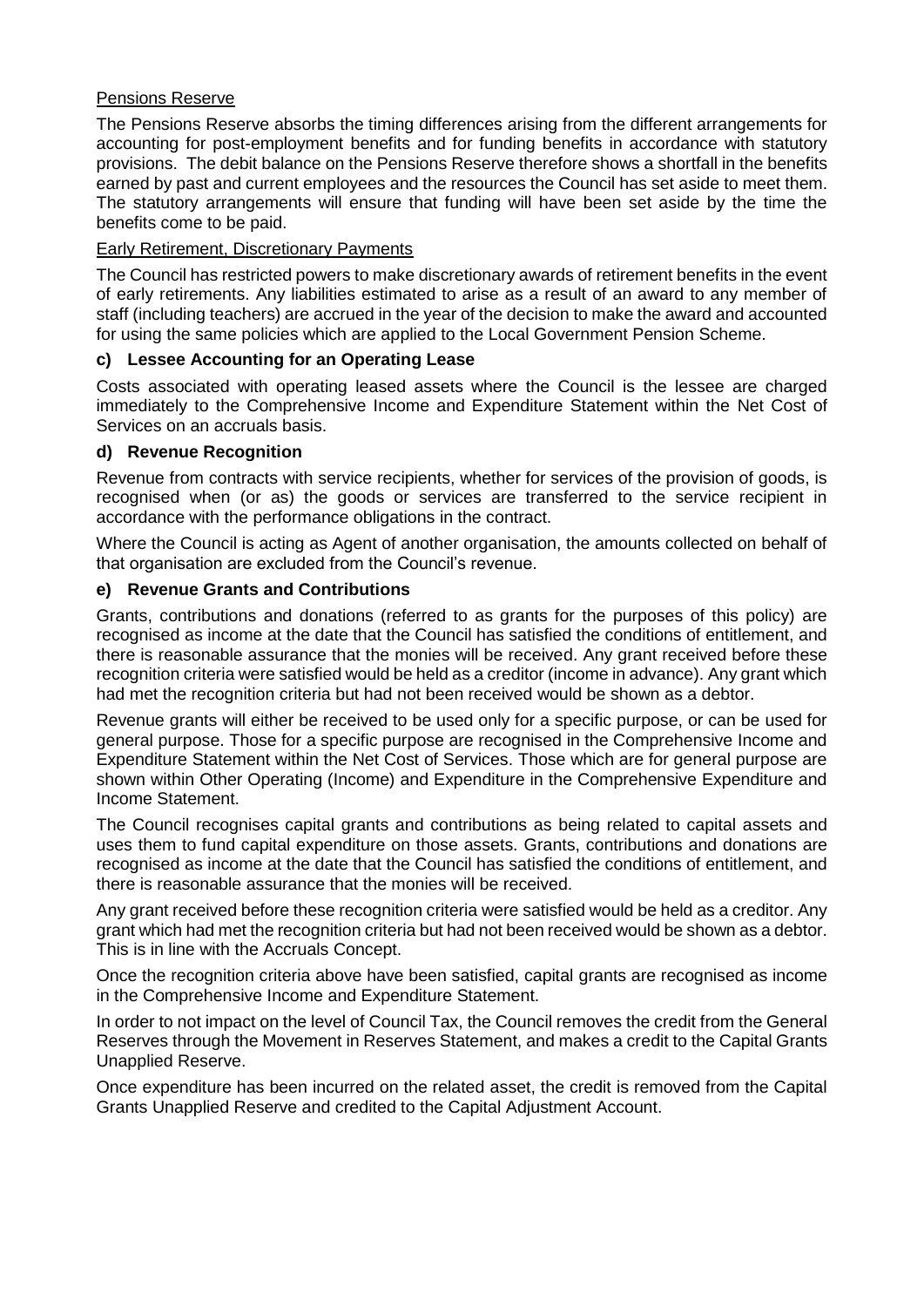Pensions Reserve

The Pensions Reserve absorbs the timing differences arising from the different arrangements for accounting for post-employment benefits and for funding benefits in accordance with statutory provisions. The debit balance on the Pensions Reserve therefore shows a shortfall in the benefits earned by past and current employees and the resources the Council has set aside to meet them. The statutory arrangements will ensure that funding will have been set aside by the time the benefits come to be paid.

Early Retirement, Discretionary Payments

The Council has restricted powers to make discretionary awards of retirement benefits in the event of early retirements. Any liabilities estimated to arise as a result of an award to any member of staff (including teachers) are accrued in the year of the decision to make the award and accounted for using the same policies which are applied to the Local Government Pension Scheme.

**c) Lessee Accounting for an Operating Lease**

Costs associated with operating leased assets where the Council is the lessee are charged immediately to the Comprehensive Income and Expenditure Statement within the Net Cost of Services on an accruals basis.

**d) Revenue Recognition**

Revenue from contracts with service recipients, whether for services of the provision of goods, is recognised when (or as) the goods or services are transferred to the service recipient in accordance with the performance obligations in the contract.

Where the Council is acting as Agent of another organisation, the amounts collected on behalf of that organisation are excluded from the Council's revenue.

**e) Revenue Grants and Contributions**

Grants, contributions and donations (referred to as grants for the purposes of this policy) are recognised as income at the date that the Council has satisfied the conditions of entitlement, and there is reasonable assurance that the monies will be received. Any grant received before these recognition criteria were satisfied would be held as a creditor (income in advance). Any grant which had met the recognition criteria but had not been received would be shown as a debtor.

Revenue grants will either be received to be used only for a specific purpose, or can be used for general purpose. Those for a specific purpose are recognised in the Comprehensive Income and Expenditure Statement within the Net Cost of Services. Those which are for general purpose are shown within Other Operating (Income) and Expenditure in the Comprehensive Expenditure and Income Statement.

The Council recognises capital grants and contributions as being related to capital assets and uses them to fund capital expenditure on those assets. Grants, contributions and donations are recognised as income at the date that the Council has satisfied the conditions of entitlement, and there is reasonable assurance that the monies will be received.

Any grant received before these recognition criteria were satisfied would be held as a creditor. Any grant which had met the recognition criteria but had not been received would be shown as a debtor. This is in line with the Accruals Concept.

Once the recognition criteria above have been satisfied, capital grants are recognised as income in the Comprehensive Income and Expenditure Statement.

In order to not impact on the level of Council Tax, the Council removes the credit from the General Reserves through the Movement in Reserves Statement, and makes a credit to the Capital Grants Unapplied Reserve.

Once expenditure has been incurred on the related asset, the credit is removed from the Capital Grants Unapplied Reserve and credited to the Capital Adjustment Account.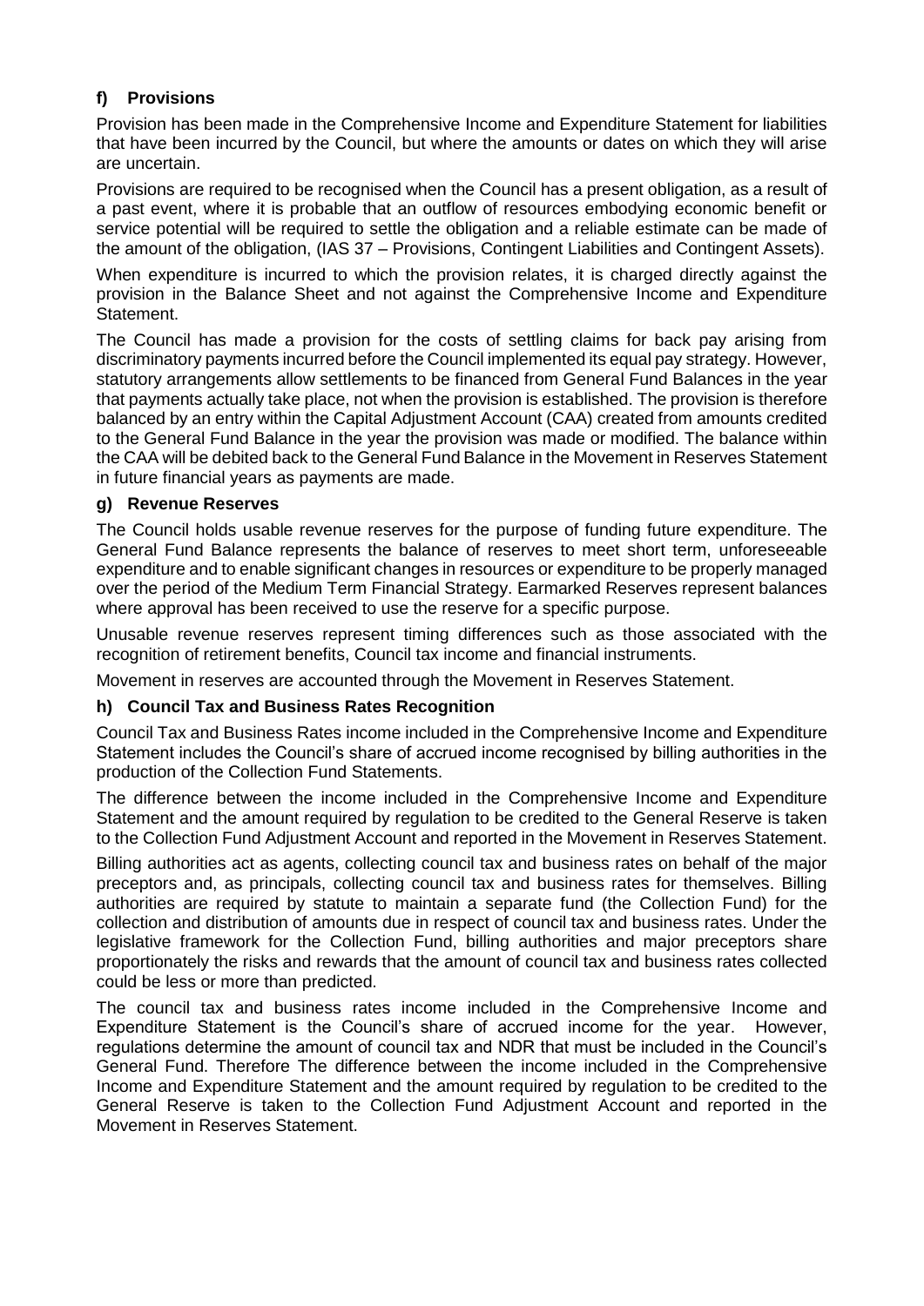### f) Provisions

Provision has been made in the Comprehensive Income and Expenditure Statement for liabilities that have been incurred by the Council, but where the amounts or dates on which they will arise are uncertain.

Provisions are required to be recognised when the Council has a present obligation, as a result of a past event, where it is probable that an outflow of resources embodying economic benefit or service potential will be required to settle the obligation and a reliable estimate can be made of the amount of the obligation, (IAS 37 – Provisions, Contingent Liabilities and Contingent Assets).

When expenditure is incurred to which the provision relates, it is charged directly against the provision in the Balance Sheet and not against the Comprehensive Income and Expenditure Statement.

The Council has made a provision for the costs of settling claims for back pay arising from discriminatory payments incurred before the Council implemented its equal pay strategy. However, statutory arrangements allow settlements to be financed from General Fund Balances in the year that payments actually take place, not when the provision is established. The provision is therefore balanced by an entry within the Capital Adjustment Account (CAA) created from amounts credited to the General Fund Balance in the year the provision was made or modified. The balance within the CAA will be debited back to the General Fund Balance in the Movement in Reserves Statement in future financial years as payments are made.

### g) Revenue Reserves

The Council holds usable revenue reserves for the purpose of funding future expenditure. The General Fund Balance represents the balance of reserves to meet short term, unforeseeable expenditure and to enable significant changes in resources or expenditure to be properly managed over the period of the Medium Term Financial Strategy. Earmarked Reserves represent balances where approval has been received to use the reserve for a specific purpose.

Unusable revenue reserves represent timing differences such as those associated with the recognition of retirement benefits, Council tax income and financial instruments.

Movement in reserves are accounted through the Movement in Reserves Statement.

### h) Council Tax and Business Rates Recognition

Council Tax and Business Rates income included in the Comprehensive Income and Expenditure Statement includes the Council's share of accrued income recognised by billing authorities in the production of the Collection Fund Statements.

The difference between the income included in the Comprehensive Income and Expenditure Statement and the amount required by regulation to be credited to the General Reserve is taken to the Collection Fund Adjustment Account and reported in the Movement in Reserves Statement.

Billing authorities act as agents, collecting council tax and business rates on behalf of the major preceptors and, as principals, collecting council tax and business rates for themselves. Billing authorities are required by statute to maintain a separate fund (the Collection Fund) for the collection and distribution of amounts due in respect of council tax and business rates. Under the legislative framework for the Collection Fund, billing authorities and major preceptors share proportionately the risks and rewards that the amount of council tax and business rates collected could be less or more than predicted.

The council tax and business rates income included in the Comprehensive Income and Expenditure Statement is the Council's share of accrued income for the year. However, regulations determine the amount of council tax and NDR that must be included in the Council's General Fund. Therefore The difference between the income included in the Comprehensive Income and Expenditure Statement and the amount required by regulation to be credited to the General Reserve is taken to the Collection Fund Adjustment Account and reported in the Movement in Reserves Statement.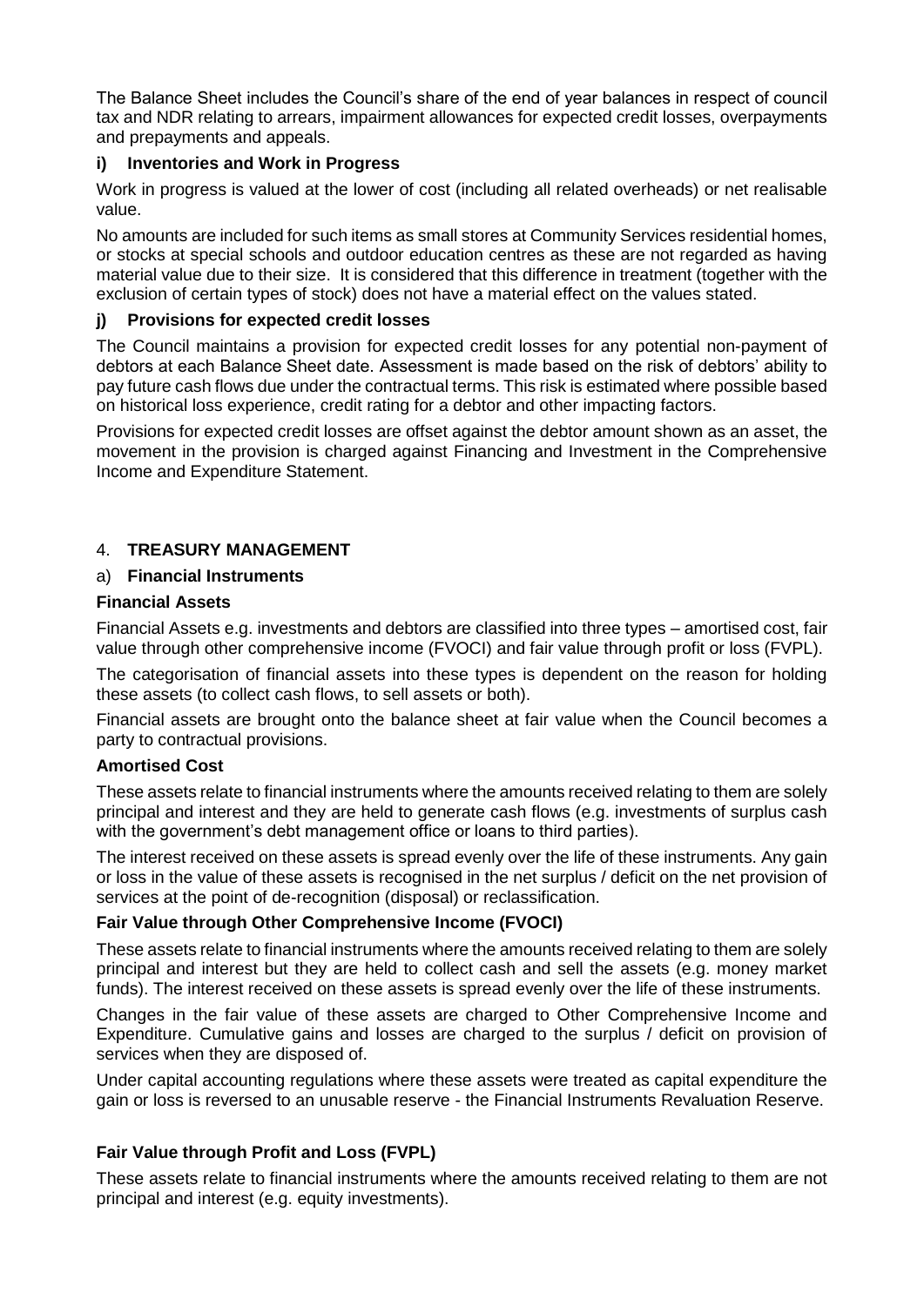The Balance Sheet includes the Council's share of the end of year balances in respect of council tax and NDR relating to arrears, impairment allowances for expected credit losses, overpayments and prepayments and appeals.

### i) Inventories and Work in Progress

Work in progress is valued at the lower of cost (including all related overheads) or net realisable value.

No amounts are included for such items as small stores at Community Services residential homes, or stocks at special schools and outdoor education centres as these are not regarded as having material value due to their size. It is considered that this difference in treatment (together with the exclusion of certain types of stock) does not have a material effect on the values stated.

### j) Provisions for expected credit losses

The Council maintains a provision for expected credit losses for any potential non-payment of debtors at each Balance Sheet date. Assessment is made based on the risk of debtors' ability to pay future cash flows due under the contractual terms. This risk is estimated where possible based on historical loss experience, credit rating for a debtor and other impacting factors.

Provisions for expected credit losses are offset against the debtor amount shown as an asset, the movement in the provision is charged against Financing and Investment in the Comprehensive Income and Expenditure Statement.

## 4. TREASURY MANAGEMENT

### a) Financial Instruments

#### Financial Assets

Financial Assets e.g. investments and debtors are classified into three types – amortised cost, fair value through other comprehensive income (FVOCI) and fair value through profit or loss (FVPL).

The categorisation of financial assets into these types is dependent on the reason for holding these assets (to collect cash flows, to sell assets or both).

Financial assets are brought onto the balance sheet at fair value when the Council becomes a party to contractual provisions.

#### Amortised Cost

These assets relate to financial instruments where the amounts received relating to them are solely principal and interest and they are held to generate cash flows (e.g. investments of surplus cash with the government's debt management office or loans to third parties).

The interest received on these assets is spread evenly over the life of these instruments. Any gain or loss in the value of these assets is recognised in the net surplus / deficit on the net provision of services at the point of de-recognition (disposal) or reclassification.

#### Fair Value through Other Comprehensive Income (FVOCI)

These assets relate to financial instruments where the amounts received relating to them are solely principal and interest but they are held to collect cash and sell the assets (e.g. money market funds). The interest received on these assets is spread evenly over the life of these instruments.

Changes in the fair value of these assets are charged to Other Comprehensive Income and Expenditure. Cumulative gains and losses are charged to the surplus / deficit on provision of services when they are disposed of.

Under capital accounting regulations where these assets were treated as capital expenditure the gain or loss is reversed to an unusable reserve - the Financial Instruments Revaluation Reserve.

#### Fair Value through Profit and Loss (FVPL)

These assets relate to financial instruments where the amounts received relating to them are not principal and interest (e.g. equity investments).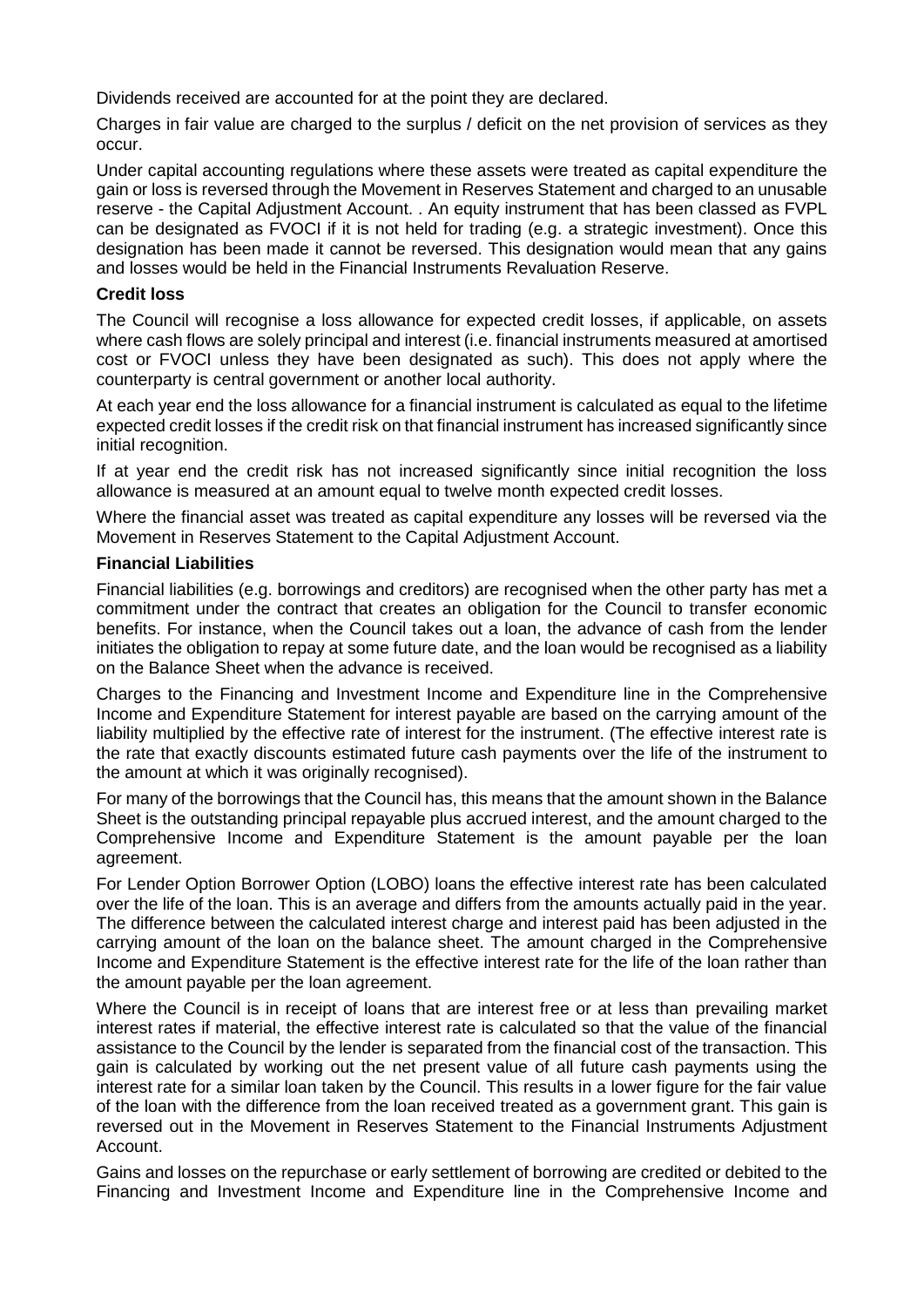Dividends received are accounted for at the point they are declared.

Charges in fair value are charged to the surplus / deficit on the net provision of services as they occur.

Under capital accounting regulations where these assets were treated as capital expenditure the gain or loss is reversed through the Movement in Reserves Statement and charged to an unusable reserve - the Capital Adjustment Account. . An equity instrument that has been classed as FVPL can be designated as FVOCI if it is not held for trading (e.g. a strategic investment). Once this designation has been made it cannot be reversed. This designation would mean that any gains and losses would be held in the Financial Instruments Revaluation Reserve.

**Credit loss**

The Council will recognise a loss allowance for expected credit losses, if applicable, on assets where cash flows are solely principal and interest (i.e. financial instruments measured at amortised cost or FVOCI unless they have been designated as such). This does not apply where the counterparty is central government or another local authority.

At each year end the loss allowance for a financial instrument is calculated as equal to the lifetime expected credit losses if the credit risk on that financial instrument has increased significantly since initial recognition.

If at year end the credit risk has not increased significantly since initial recognition the loss allowance is measured at an amount equal to twelve month expected credit losses.

Where the financial asset was treated as capital expenditure any losses will be reversed via the Movement in Reserves Statement to the Capital Adjustment Account.

**Financial Liabilities**

Financial liabilities (e.g. borrowings and creditors) are recognised when the other party has met a commitment under the contract that creates an obligation for the Council to transfer economic benefits. For instance, when the Council takes out a loan, the advance of cash from the lender initiates the obligation to repay at some future date, and the loan would be recognised as a liability on the Balance Sheet when the advance is received.

Charges to the Financing and Investment Income and Expenditure line in the Comprehensive Income and Expenditure Statement for interest payable are based on the carrying amount of the liability multiplied by the effective rate of interest for the instrument. (The effective interest rate is the rate that exactly discounts estimated future cash payments over the life of the instrument to the amount at which it was originally recognised).

For many of the borrowings that the Council has, this means that the amount shown in the Balance Sheet is the outstanding principal repayable plus accrued interest, and the amount charged to the Comprehensive Income and Expenditure Statement is the amount payable per the loan agreement.

For Lender Option Borrower Option (LOBO) loans the effective interest rate has been calculated over the life of the loan. This is an average and differs from the amounts actually paid in the year. The difference between the calculated interest charge and interest paid has been adjusted in the carrying amount of the loan on the balance sheet. The amount charged in the Comprehensive Income and Expenditure Statement is the effective interest rate for the life of the loan rather than the amount payable per the loan agreement.

Where the Council is in receipt of loans that are interest free or at less than prevailing market interest rates if material, the effective interest rate is calculated so that the value of the financial assistance to the Council by the lender is separated from the financial cost of the transaction. This gain is calculated by working out the net present value of all future cash payments using the interest rate for a similar loan taken by the Council. This results in a lower figure for the fair value of the loan with the difference from the loan received treated as a government grant. This gain is reversed out in the Movement in Reserves Statement to the Financial Instruments Adjustment Account.

Gains and losses on the repurchase or early settlement of borrowing are credited or debited to the Financing and Investment Income and Expenditure line in the Comprehensive Income and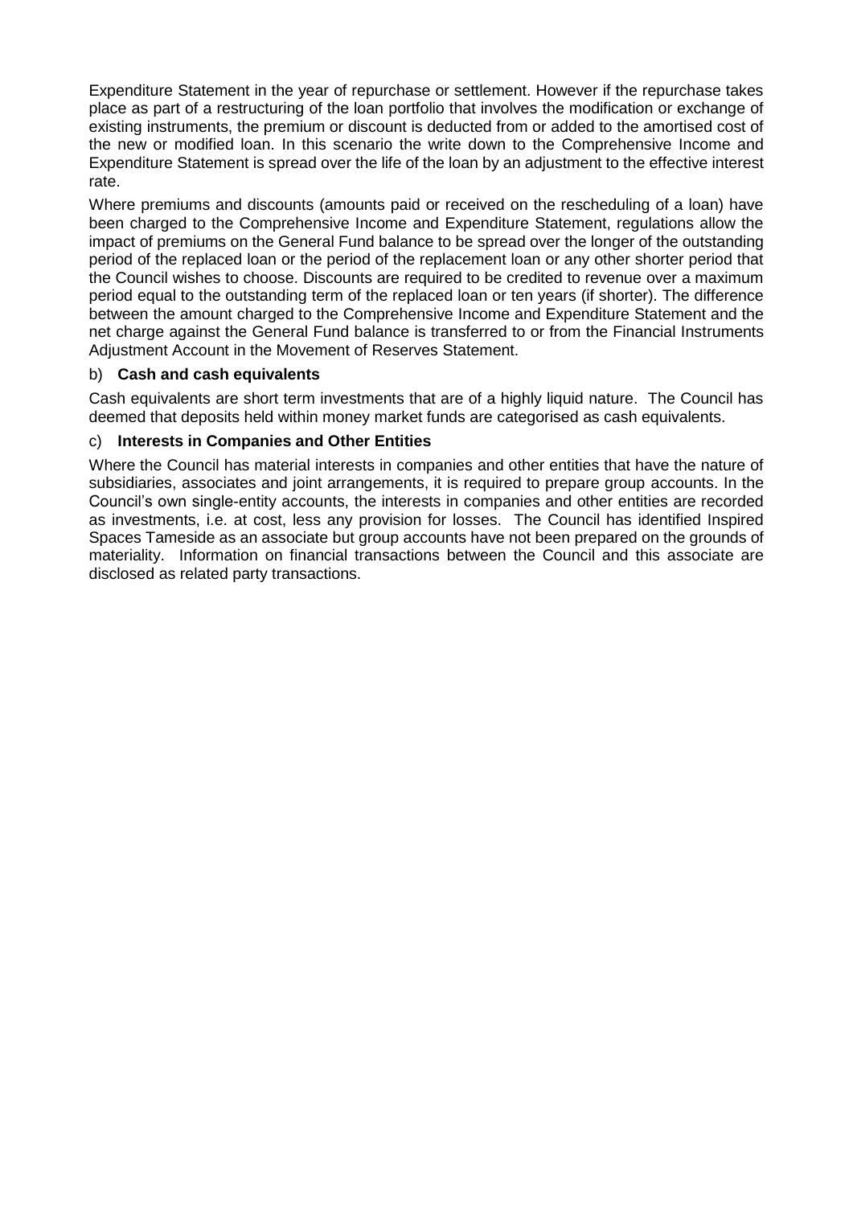Expenditure Statement in the year of repurchase or settlement. However if the repurchase takes place as part of a restructuring of the loan portfolio that involves the modification or exchange of existing instruments, the premium or discount is deducted from or added to the amortised cost of the new or modified loan. In this scenario the write down to the Comprehensive Income and Expenditure Statement is spread over the life of the loan by an adjustment to the effective interest rate.

Where premiums and discounts (amounts paid or received on the rescheduling of a loan) have been charged to the Comprehensive Income and Expenditure Statement, regulations allow the impact of premiums on the General Fund balance to be spread over the longer of the outstanding period of the replaced loan or the period of the replacement loan or any other shorter period that the Council wishes to choose. Discounts are required to be credited to revenue over a maximum period equal to the outstanding term of the replaced loan or ten years (if shorter). The difference between the amount charged to the Comprehensive Income and Expenditure Statement and the net charge against the General Fund balance is transferred to or from the Financial Instruments Adjustment Account in the Movement of Reserves Statement.

b) **Cash and cash equivalents**

Cash equivalents are short term investments that are of a highly liquid nature. The Council has deemed that deposits held within money market funds are categorised as cash equivalents.

c) **Interests in Companies and Other Entities**

Where the Council has material interests in companies and other entities that have the nature of subsidiaries, associates and joint arrangements, it is required to prepare group accounts. In the Council's own single-entity accounts, the interests in companies and other entities are recorded as investments, i.e. at cost, less any provision for losses. The Council has identified Inspired Spaces Tameside as an associate but group accounts have not been prepared on the grounds of materiality. Information on financial transactions between the Council and this associate are disclosed as related party transactions.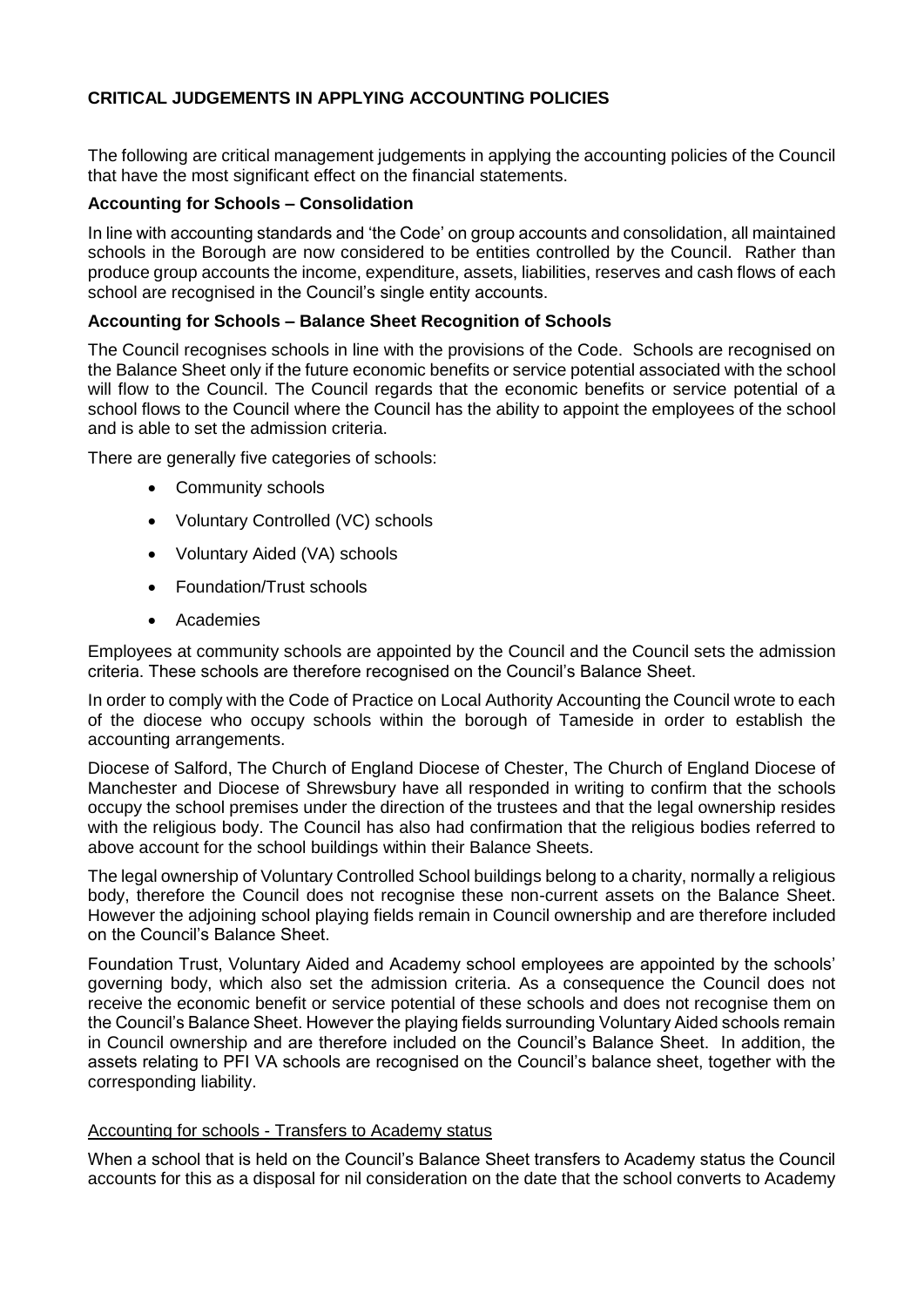## CRITICAL JUDGEMENTS IN APPLYING ACCOUNTING POLICIES

The following are critical management judgements in applying the accounting policies of the Council that have the most significant effect on the financial statements.

### Accounting for Schools – Consolidation

In line with accounting standards and 'the Code' on group accounts and consolidation, all maintained schools in the Borough are now considered to be entities controlled by the Council. Rather than produce group accounts the income, expenditure, assets, liabilities, reserves and cash flows of each school are recognised in the Council's single entity accounts.

### Accounting for Schools – Balance Sheet Recognition of Schools

The Council recognises schools in line with the provisions of the Code. Schools are recognised on the Balance Sheet only if the future economic benefits or service potential associated with the school will flow to the Council. The Council regards that the economic benefits or service potential of a school flows to the Council where the Council has the ability to appoint the employees of the school and is able to set the admission criteria.

There are generally five categories of schools:

- Community schools
- Voluntary Controlled (VC) schools
- Voluntary Aided (VA) schools
- Foundation/Trust schools
- Academies

Employees at community schools are appointed by the Council and the Council sets the admission criteria. These schools are therefore recognised on the Council's Balance Sheet.

In order to comply with the Code of Practice on Local Authority Accounting the Council wrote to each of the diocese who occupy schools within the borough of Tameside in order to establish the accounting arrangements.

Diocese of Salford, The Church of England Diocese of Chester, The Church of England Diocese of Manchester and Diocese of Shrewsbury have all responded in writing to confirm that the schools occupy the school premises under the direction of the trustees and that the legal ownership resides with the religious body. The Council has also had confirmation that the religious bodies referred to above account for the school buildings within their Balance Sheets.

The legal ownership of Voluntary Controlled School buildings belong to a charity, normally a religious body, therefore the Council does not recognise these non-current assets on the Balance Sheet. However the adjoining school playing fields remain in Council ownership and are therefore included on the Council's Balance Sheet.

Foundation Trust, Voluntary Aided and Academy school employees are appointed by the schools' governing body, which also set the admission criteria. As a consequence the Council does not receive the economic benefit or service potential of these schools and does not recognise them on the Council's Balance Sheet. However the playing fields surrounding Voluntary Aided schools remain in Council ownership and are therefore included on the Council's Balance Sheet. In addition, the assets relating to PFI VA schools are recognised on the Council's balance sheet, together with the corresponding liability.

#### Accounting for schools - Transfers to Academy status

When a school that is held on the Council's Balance Sheet transfers to Academy status the Council accounts for this as a disposal for nil consideration on the date that the school converts to Academy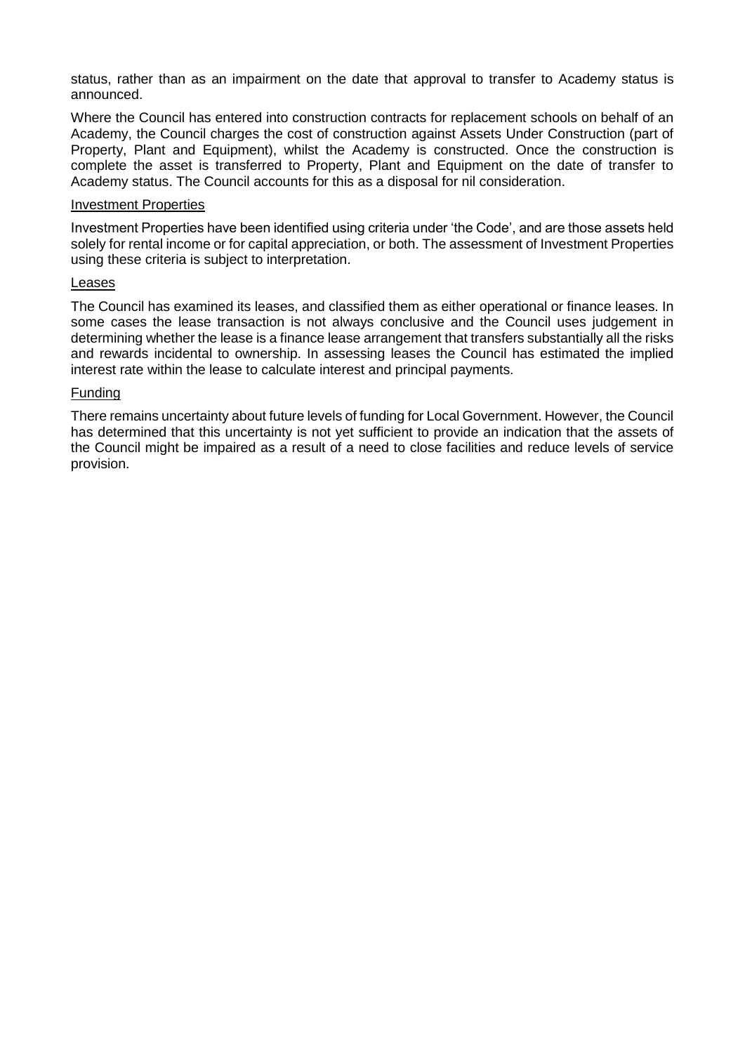status, rather than as an impairment on the date that approval to transfer to Academy status is announced.

Where the Council has entered into construction contracts for replacement schools on behalf of an Academy, the Council charges the cost of construction against Assets Under Construction (part of Property, Plant and Equipment), whilst the Academy is constructed. Once the construction is complete the asset is transferred to Property, Plant and Equipment on the date of transfer to Academy status. The Council accounts for this as a disposal for nil consideration.

### Investment Properties

Investment Properties have been identified using criteria under 'the Code', and are those assets held solely for rental income or for capital appreciation, or both. The assessment of Investment Properties using these criteria is subject to interpretation.

### Leases

The Council has examined its leases, and classified them as either operational or finance leases. In some cases the lease transaction is not always conclusive and the Council uses judgement in determining whether the lease is a finance lease arrangement that transfers substantially all the risks and rewards incidental to ownership. In assessing leases the Council has estimated the implied interest rate within the lease to calculate interest and principal payments.

### Funding

There remains uncertainty about future levels of funding for Local Government. However, the Council has determined that this uncertainty is not yet sufficient to provide an indication that the assets of the Council might be impaired as a result of a need to close facilities and reduce levels of service provision.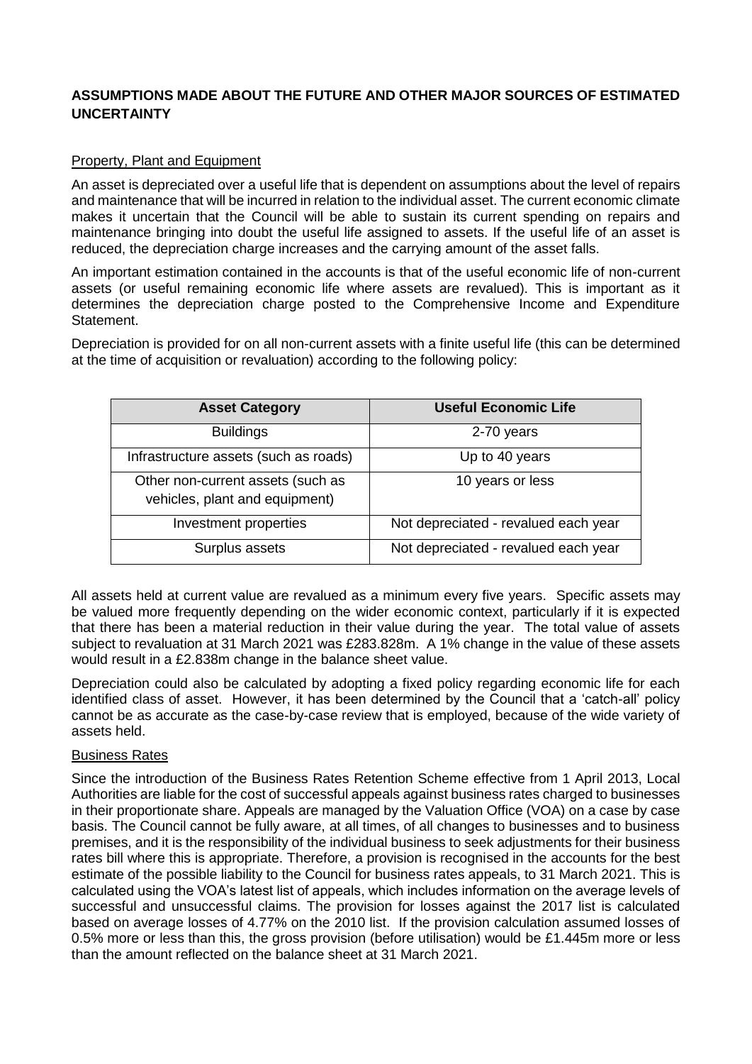## ASSUMPTIONS MADE ABOUT THE FUTURE AND OTHER MAJOR SOURCES OF ESTIMATED UNCERTAINTY

Property, Plant and Equipment

An asset is depreciated over a useful life that is dependent on assumptions about the level of repairs and maintenance that will be incurred in relation to the individual asset. The current economic climate makes it uncertain that the Council will be able to sustain its current spending on repairs and maintenance bringing into doubt the useful life assigned to assets. If the useful life of an asset is reduced, the depreciation charge increases and the carrying amount of the asset falls.

An important estimation contained in the accounts is that of the useful economic life of non-current assets (or useful remaining economic life where assets are revalued). This is important as it determines the depreciation charge posted to the Comprehensive Income and Expenditure Statement.

Depreciation is provided for on all non-current assets with a finite useful life (this can be determined at the time of acquisition or revaluation) according to the following policy:

| Asset Category | Useful Economic Life |
|---|---|
| Buildings | 2-70 years |
| Infrastructure assets (such as roads) | Up to 40 years |
| Other non-current assets (such as vehicles, plant and equipment) | 10 years or less |
| Investment properties | Not depreciated - revalued each year |
| Surplus assets | Not depreciated - revalued each year |

All assets held at current value are revalued as a minimum every five years. Specific assets may be valued more frequently depending on the wider economic context, particularly if it is expected that there has been a material reduction in their value during the year. The total value of assets subject to revaluation at 31 March 2021 was £283.828m. A 1% change in the value of these assets would result in a £2.838m change in the balance sheet value.

Depreciation could also be calculated by adopting a fixed policy regarding economic life for each identified class of asset. However, it has been determined by the Council that a 'catch-all' policy cannot be as accurate as the case-by-case review that is employed, because of the wide variety of assets held.

Business Rates

Since the introduction of the Business Rates Retention Scheme effective from 1 April 2013, Local Authorities are liable for the cost of successful appeals against business rates charged to businesses in their proportionate share. Appeals are managed by the Valuation Office (VOA) on a case by case basis. The Council cannot be fully aware, at all times, of all changes to businesses and to business premises, and it is the responsibility of the individual business to seek adjustments for their business rates bill where this is appropriate. Therefore, a provision is recognised in the accounts for the best estimate of the possible liability to the Council for business rates appeals, to 31 March 2021. This is calculated using the VOA's latest list of appeals, which includes information on the average levels of successful and unsuccessful claims. The provision for losses against the 2017 list is calculated based on average losses of 4.77% on the 2010 list. If the provision calculation assumed losses of 0.5% more or less than this, the gross provision (before utilisation) would be £1.445m more or less than the amount reflected on the balance sheet at 31 March 2021.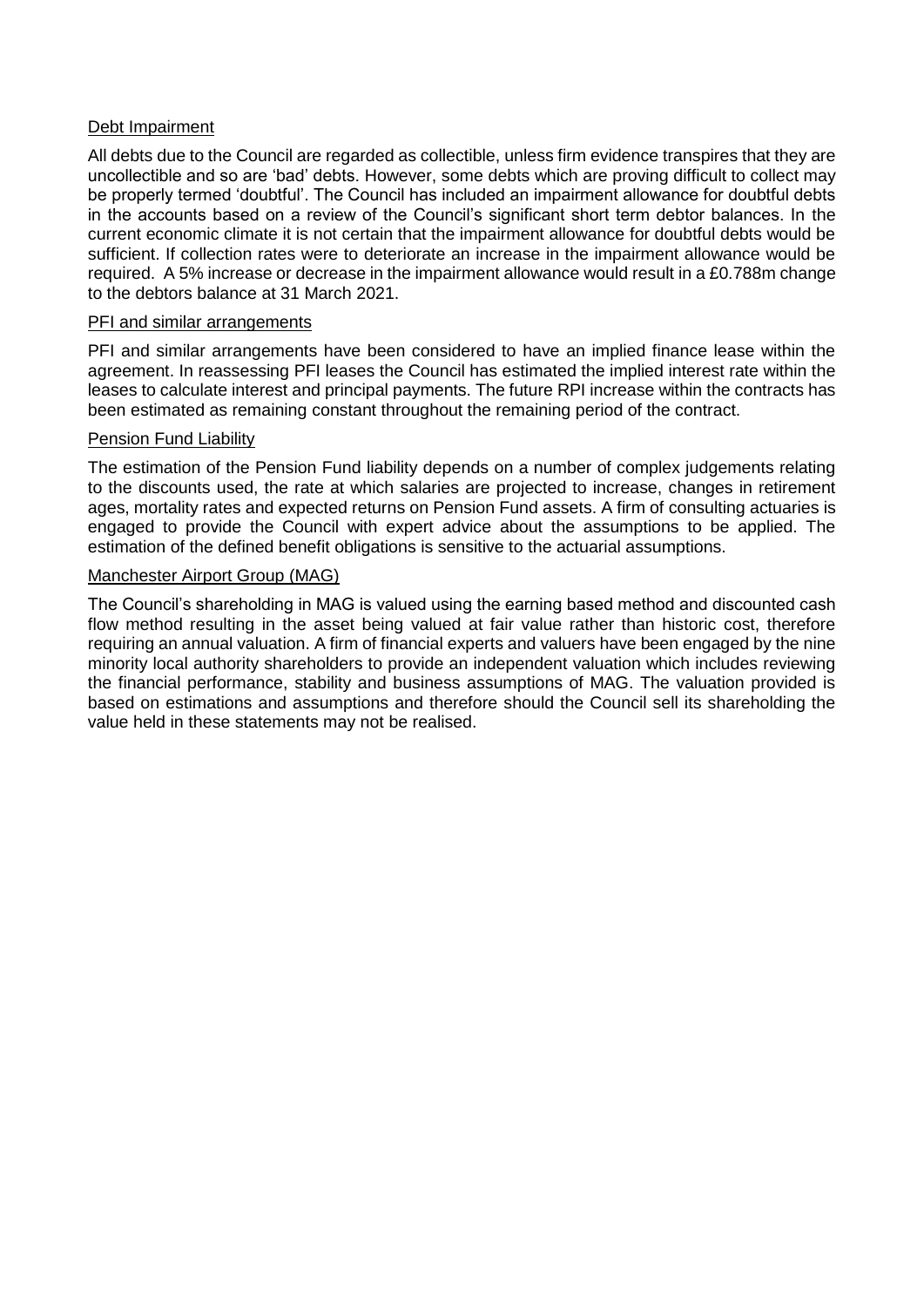Debt Impairment

All debts due to the Council are regarded as collectible, unless firm evidence transpires that they are uncollectible and so are 'bad' debts. However, some debts which are proving difficult to collect may be properly termed 'doubtful'. The Council has included an impairment allowance for doubtful debts in the accounts based on a review of the Council's significant short term debtor balances. In the current economic climate it is not certain that the impairment allowance for doubtful debts would be sufficient. If collection rates were to deteriorate an increase in the impairment allowance would be required. A 5% increase or decrease in the impairment allowance would result in a £0.788m change to the debtors balance at 31 March 2021.

PFI and similar arrangements

PFI and similar arrangements have been considered to have an implied finance lease within the agreement. In reassessing PFI leases the Council has estimated the implied interest rate within the leases to calculate interest and principal payments. The future RPI increase within the contracts has been estimated as remaining constant throughout the remaining period of the contract.

Pension Fund Liability

The estimation of the Pension Fund liability depends on a number of complex judgements relating to the discounts used, the rate at which salaries are projected to increase, changes in retirement ages, mortality rates and expected returns on Pension Fund assets. A firm of consulting actuaries is engaged to provide the Council with expert advice about the assumptions to be applied. The estimation of the defined benefit obligations is sensitive to the actuarial assumptions.

Manchester Airport Group (MAG)

The Council's shareholding in MAG is valued using the earning based method and discounted cash flow method resulting in the asset being valued at fair value rather than historic cost, therefore requiring an annual valuation. A firm of financial experts and valuers have been engaged by the nine minority local authority shareholders to provide an independent valuation which includes reviewing the financial performance, stability and business assumptions of MAG. The valuation provided is based on estimations and assumptions and therefore should the Council sell its shareholding the value held in these statements may not be realised.